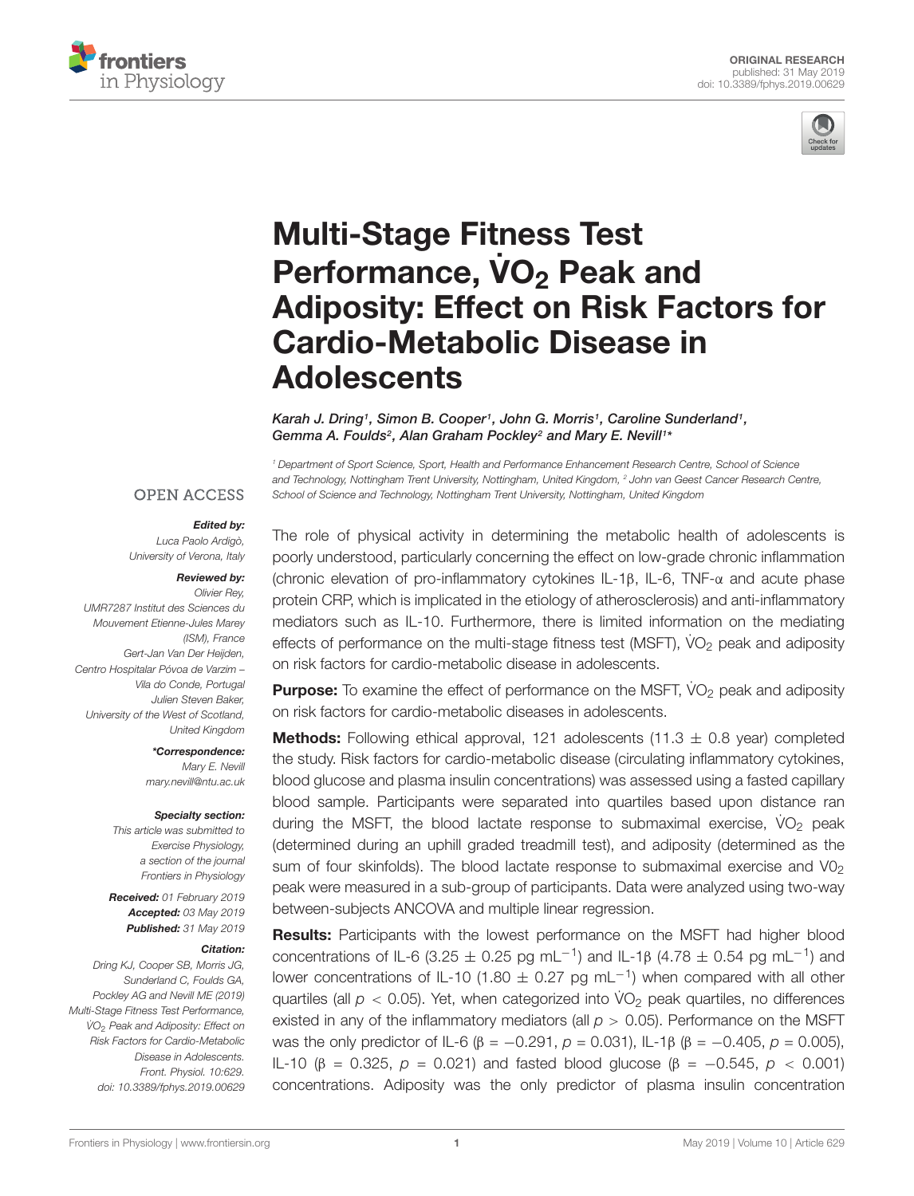ORIGINAL RESEARCH
published: 31 May 2019
doi: 10.3389/fphys.2019.00629

# Multi-Stage Fitness Test Performance, $\dot{V}O_2$ Peak and Adiposity: Effect on Risk Factors for Cardio-Metabolic Disease in Adolescents

*Karah J. Dring[1], Simon B. Cooper[1], John G. Morris[1], Caroline Sunderland[1], Gemma A. Foulds[2], Alan Graham Pockley[2] and Mary E. Nevill[1]**

[1] Department of Sport Science, Sport, Health and Performance Enhancement Research Centre, School of Science and Technology, Nottingham Trent University, Nottingham, United Kingdom, [2] John van Geest Cancer Research Centre, School of Science and Technology, Nottingham Trent University, Nottingham, United Kingdom

OPEN ACCESS

**Edited by:**
*Luca Paolo Ardigò, University of Verona, Italy*

**Reviewed by:**
*Olivier Rey, UMR7287 Institut des Sciences du Mouvement Etienne-Jules Marey (ISM), France*
*Gert-Jan Van Der Heijden, Centro Hospitalar Póvoa de Varzim – Vila do Conde, Portugal*
*Julien Steven Baker, University of the West of Scotland, United Kingdom*

***Correspondence:**
*Mary E. Nevill*
*mary.nevill@ntu.ac.uk*

**Specialty section:**
*This article was submitted to Exercise Physiology, a section of the journal Frontiers in Physiology*

**Received:** *01 February 2019*
**Accepted:** *03 May 2019*
**Published:** *31 May 2019*

**Citation:**
*Dring KJ, Cooper SB, Morris JG, Sunderland C, Foulds GA, Pockley AG and Nevill ME (2019) Multi-Stage Fitness Test Performance, $\dot{V}O_2$ Peak and Adiposity: Effect on Risk Factors for Cardio-Metabolic Disease in Adolescents. Front. Physiol. 10:629. doi: 10.3389/fphys.2019.00629*

The role of physical activity in determining the metabolic health of adolescents is poorly understood, particularly concerning the effect on low-grade chronic inflammation (chronic elevation of pro-inflammatory cytokines IL-1β, IL-6, TNF-α and acute phase protein CRP, which is implicated in the etiology of atherosclerosis) and anti-inflammatory mediators such as IL-10. Furthermore, there is limited information on the mediating effects of performance on the multi-stage fitness test (MSFT), $\dot{V}O_2$ peak and adiposity on risk factors for cardio-metabolic disease in adolescents.

**Purpose:** To examine the effect of performance on the MSFT, $\dot{V}O_2$ peak and adiposity on risk factors for cardio-metabolic diseases in adolescents.

**Methods:** Following ethical approval, 121 adolescents (11.3 ± 0.8 year) completed the study. Risk factors for cardio-metabolic disease (circulating inflammatory cytokines, blood glucose and plasma insulin concentrations) was assessed using a fasted capillary blood sample. Participants were separated into quartiles based upon distance ran during the MSFT, the blood lactate response to submaximal exercise, $\dot{V}O_2$ peak (determined during an uphill graded treadmill test), and adiposity (determined as the sum of four skinfolds). The blood lactate response to submaximal exercise and $V0_2$ peak were measured in a sub-group of participants. Data were analyzed using two-way between-subjects ANCOVA and multiple linear regression.

**Results:** Participants with the lowest performance on the MSFT had higher blood concentrations of IL-6 (3.25 ± 0.25 pg $mL^{-1}$) and IL-1β (4.78 ± 0.54 pg $mL^{-1}$) and lower concentrations of IL-10 (1.80 ± 0.27 pg $mL^{-1}$) when compared with all other quartiles (all $p < 0.05$). Yet, when categorized into $\dot{V}O_2$ peak quartiles, no differences existed in any of the inflammatory mediators (all $p > 0.05$). Performance on the MSFT was the only predictor of IL-6 (β = −0.291, $p = 0.031$), IL-1β (β = −0.405, $p = 0.005$), IL-10 (β = 0.325, $p = 0.021$) and fasted blood glucose (β = −0.545, $p < 0.001$) concentrations. Adiposity was the only predictor of plasma insulin concentration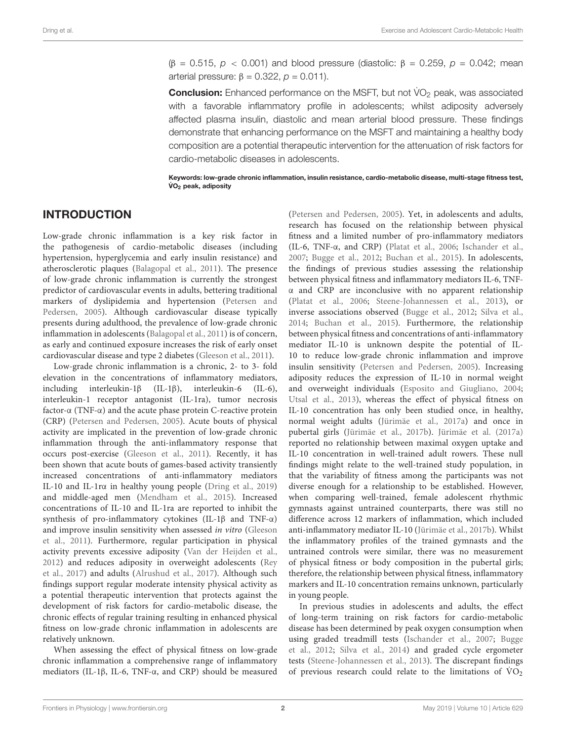($\beta = 0.515$, $p < 0.001$) and blood pressure (diastolic: $\beta = 0.259$, $p = 0.042$; mean arterial pressure: $\beta = 0.322$, $p = 0.011$).

**Conclusion:** Enhanced performance on the MSFT, but not $\dot{V}O_2$ peak, was associated with a favorable inflammatory profile in adolescents; whilst adiposity adversely affected plasma insulin, diastolic and mean arterial blood pressure. These findings demonstrate that enhancing performance on the MSFT and maintaining a healthy body composition are a potential therapeutic intervention for the attenuation of risk factors for cardio-metabolic diseases in adolescents.

**Keywords: low-grade chronic inflammation, insulin resistance, cardio-metabolic disease, multi-stage fitness test, $\dot{V}O_2$ peak, adiposity**

## INTRODUCTION

Low-grade chronic inflammation is a key risk factor in the pathogenesis of cardio-metabolic diseases (including hypertension, hyperglycemia and early insulin resistance) and atherosclerotic plaques (Balagopal et al., 2011). The presence of low-grade chronic inflammation is currently the strongest predictor of cardiovascular events in adults, bettering traditional markers of dyslipidemia and hypertension (Petersen and Pedersen, 2005). Although cardiovascular disease typically presents during adulthood, the prevalence of low-grade chronic inflammation in adolescents (Balagopal et al., 2011) is of concern, as early and continued exposure increases the risk of early onset cardiovascular disease and type 2 diabetes (Gleeson et al., 2011).

Low-grade chronic inflammation is a chronic, 2- to 3- fold elevation in the concentrations of inflammatory mediators, including interleukin-1β (IL-1β), interleukin-6 (IL-6), interleukin-1 receptor antagonist (IL-1ra), tumor necrosis factor-α (TNF-α) and the acute phase protein C-reactive protein (CRP) (Petersen and Pedersen, 2005). Acute bouts of physical activity are implicated in the prevention of low-grade chronic inflammation through the anti-inflammatory response that occurs post-exercise (Gleeson et al., 2011). Recently, it has been shown that acute bouts of games-based activity transiently increased concentrations of anti-inflammatory mediators IL-10 and IL-1rα in healthy young people (Dring et al., 2019) and middle-aged men (Mendham et al., 2015). Increased concentrations of IL-10 and IL-1ra are reported to inhibit the synthesis of pro-inflammatory cytokines (IL-1β and TNF-α) and improve insulin sensitivity when assessed *in vitro* (Gleeson et al., 2011). Furthermore, regular participation in physical activity prevents excessive adiposity (Van der Heijden et al., 2012) and reduces adiposity in overweight adolescents (Rey et al., 2017) and adults (Alrushud et al., 2017). Although such findings support regular moderate intensity physical activity as a potential therapeutic intervention that protects against the development of risk factors for cardio-metabolic disease, the chronic effects of regular training resulting in enhanced physical fitness on low-grade chronic inflammation in adolescents are relatively unknown.

When assessing the effect of physical fitness on low-grade chronic inflammation a comprehensive range of inflammatory mediators (IL-1β, IL-6, TNF-α, and CRP) should be measured (Petersen and Pedersen, 2005). Yet, in adolescents and adults, research has focused on the relationship between physical fitness and a limited number of pro-inflammatory mediators (IL-6, TNF-α, and CRP) (Platat et al., 2006; Ischander et al., 2007; Bugge et al., 2012; Buchan et al., 2015). In adolescents, the findings of previous studies assessing the relationship between physical fitness and inflammatory mediators IL-6, TNF-α and CRP are inconclusive with no apparent relationship (Platat et al., 2006; Steene-Johannessen et al., 2013), or inverse associations observed (Bugge et al., 2012; Silva et al., 2014; Buchan et al., 2015). Furthermore, the relationship between physical fitness and concentrations of anti-inflammatory mediator IL-10 is unknown despite the potential of IL-10 to reduce low-grade chronic inflammation and improve insulin sensitivity (Petersen and Pedersen, 2005). Increasing adiposity reduces the expression of IL-10 in normal weight and overweight individuals (Esposito and Giugliano, 2004; Utsal et al., 2013), whereas the effect of physical fitness on IL-10 concentration has only been studied once, in healthy, normal weight adults (Jürimäe et al., 2017a) and once in pubertal girls (Jürimäe et al., 2017b). Jürimäe et al. (2017a) reported no relationship between maximal oxygen uptake and IL-10 concentration in well-trained adult rowers. These null findings might relate to the well-trained study population, in that the variability of fitness among the participants was not diverse enough for a relationship to be established. However, when comparing well-trained, female adolescent rhythmic gymnasts against untrained counterparts, there was still no difference across 12 markers of inflammation, which included anti-inflammatory mediator IL-10 (Jürimäe et al., 2017b). Whilst the inflammatory profiles of the trained gymnasts and the untrained controls were similar, there was no measurement of physical fitness or body composition in the pubertal girls; therefore, the relationship between physical fitness, inflammatory markers and IL-10 concentration remains unknown, particularly in young people.

In previous studies in adolescents and adults, the effect of long-term training on risk factors for cardio-metabolic disease has been determined by peak oxygen consumption when using graded treadmill tests (Ischander et al., 2007; Bugge et al., 2012; Silva et al., 2014) and graded cycle ergometer tests (Steene-Johannessen et al., 2013). The discrepant findings of previous research could relate to the limitations of $\dot{V}O_2$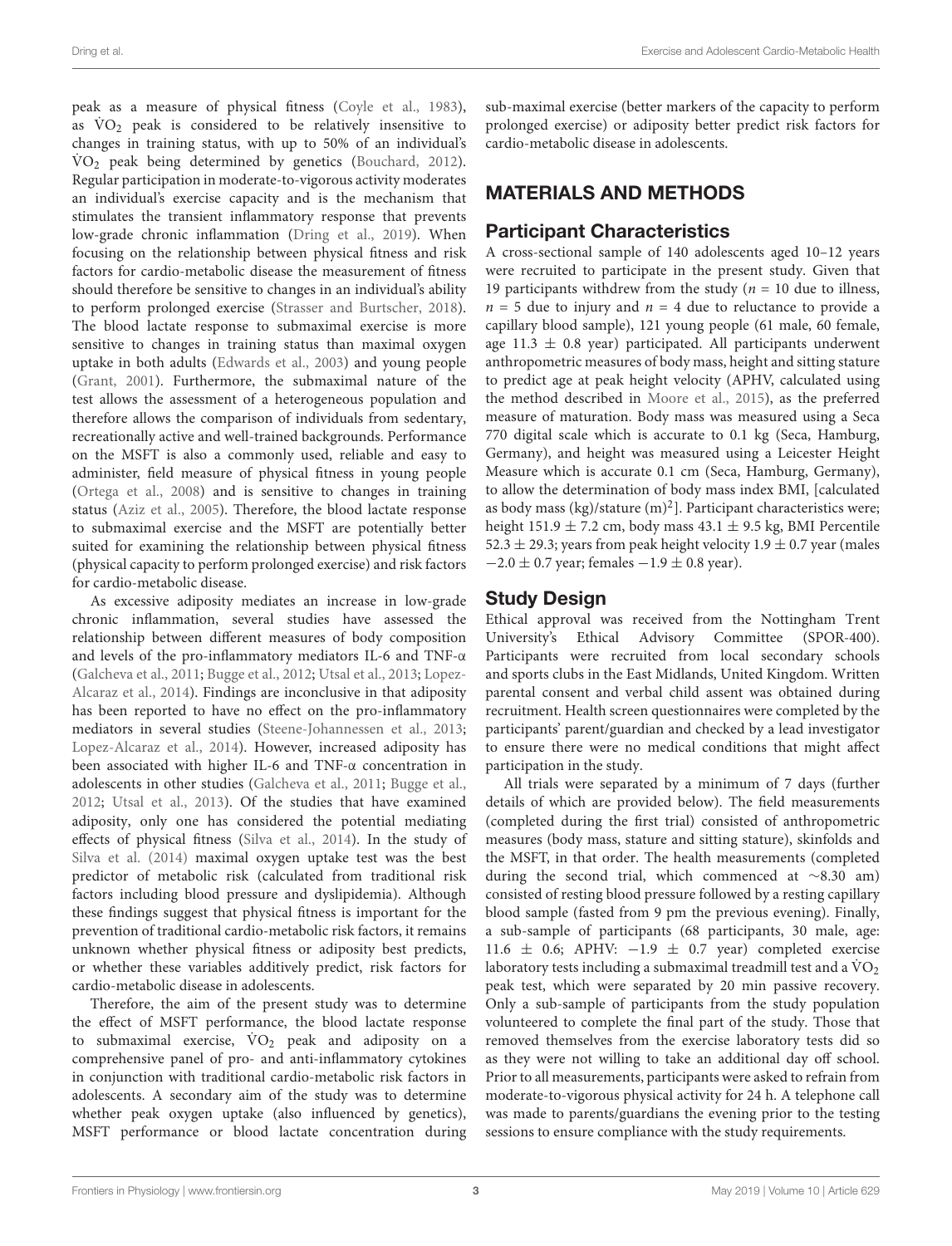peak as a measure of physical fitness (Coyle et al., 1983), as $\dot{V}O_2$ peak is considered to be relatively insensitive to changes in training status, with up to 50% of an individual's $\dot{V}O_2$ peak being determined by genetics (Bouchard, 2012). Regular participation in moderate-to-vigorous activity moderates an individual's exercise capacity and is the mechanism that stimulates the transient inflammatory response that prevents low-grade chronic inflammation (Dring et al., 2019). When focusing on the relationship between physical fitness and risk factors for cardio-metabolic disease the measurement of fitness should therefore be sensitive to changes in an individual's ability to perform prolonged exercise (Strasser and Burtscher, 2018). The blood lactate response to submaximal exercise is more sensitive to changes in training status than maximal oxygen uptake in both adults (Edwards et al., 2003) and young people (Grant, 2001). Furthermore, the submaximal nature of the test allows the assessment of a heterogeneous population and therefore allows the comparison of individuals from sedentary, recreationally active and well-trained backgrounds. Performance on the MSFT is also a commonly used, reliable and easy to administer, field measure of physical fitness in young people (Ortega et al., 2008) and is sensitive to changes in training status (Aziz et al., 2005). Therefore, the blood lactate response to submaximal exercise and the MSFT are potentially better suited for examining the relationship between physical fitness (physical capacity to perform prolonged exercise) and risk factors for cardio-metabolic disease.

As excessive adiposity mediates an increase in low-grade chronic inflammation, several studies have assessed the relationship between different measures of body composition and levels of the pro-inflammatory mediators IL-6 and TNF-α (Galcheva et al., 2011; Bugge et al., 2012; Utsal et al., 2013; Lopez-Alcaraz et al., 2014). Findings are inconclusive in that adiposity has been reported to have no effect on the pro-inflammatory mediators in several studies (Steene-Johannessen et al., 2013; Lopez-Alcaraz et al., 2014). However, increased adiposity has been associated with higher IL-6 and TNF-α concentration in adolescents in other studies (Galcheva et al., 2011; Bugge et al., 2012; Utsal et al., 2013). Of the studies that have examined adiposity, only one has considered the potential mediating effects of physical fitness (Silva et al., 2014). In the study of Silva et al. (2014) maximal oxygen uptake test was the best predictor of metabolic risk (calculated from traditional risk factors including blood pressure and dyslipidemia). Although these findings suggest that physical fitness is important for the prevention of traditional cardio-metabolic risk factors, it remains unknown whether physical fitness or adiposity best predicts, or whether these variables additively predict, risk factors for cardio-metabolic disease in adolescents.

Therefore, the aim of the present study was to determine the effect of MSFT performance, the blood lactate response to submaximal exercise, $\dot{V}O_2$ peak and adiposity on a comprehensive panel of pro- and anti-inflammatory cytokines in conjunction with traditional cardio-metabolic risk factors in adolescents. A secondary aim of the study was to determine whether peak oxygen uptake (also influenced by genetics), MSFT performance or blood lactate concentration during sub-maximal exercise (better markers of the capacity to perform prolonged exercise) or adiposity better predict risk factors for cardio-metabolic disease in adolescents.

## MATERIALS AND METHODS

### Participant Characteristics

A cross-sectional sample of 140 adolescents aged 10–12 years were recruited to participate in the present study. Given that 19 participants withdrew from the study ($n = 10$ due to illness, $n = 5$ due to injury and $n = 4$ due to reluctance to provide a capillary blood sample), 121 young people (61 male, 60 female, age 11.3 ± 0.8 year) participated. All participants underwent anthropometric measures of body mass, height and sitting stature to predict age at peak height velocity (APHV, calculated using the method described in Moore et al., 2015), as the preferred measure of maturation. Body mass was measured using a Seca 770 digital scale which is accurate to 0.1 kg (Seca, Hamburg, Germany), and height was measured using a Leicester Height Measure which is accurate 0.1 cm (Seca, Hamburg, Germany), to allow the determination of body mass index BMI, [calculated as body mass (kg)/stature $(m)^2$]. Participant characteristics were; height 151.9 ± 7.2 cm, body mass 43.1 ± 9.5 kg, BMI Percentile 52.3 ± 29.3; years from peak height velocity 1.9 ± 0.7 year (males −2.0 ± 0.7 year; females −1.9 ± 0.8 year).

### Study Design

Ethical approval was received from the Nottingham Trent University's Ethical Advisory Committee (SPOR-400). Participants were recruited from local secondary schools and sports clubs in the East Midlands, United Kingdom. Written parental consent and verbal child assent was obtained during recruitment. Health screen questionnaires were completed by the participants' parent/guardian and checked by a lead investigator to ensure there were no medical conditions that might affect participation in the study.

All trials were separated by a minimum of 7 days (further details of which are provided below). The field measurements (completed during the first trial) consisted of anthropometric measures (body mass, stature and sitting stature), skinfolds and the MSFT, in that order. The health measurements (completed during the second trial, which commenced at ∼8.30 am) consisted of resting blood pressure followed by a resting capillary blood sample (fasted from 9 pm the previous evening). Finally, a sub-sample of participants (68 participants, 30 male, age: 11.6 ± 0.6; APHV: −1.9 ± 0.7 year) completed exercise laboratory tests including a submaximal treadmill test and a $\dot{V}O_2$ peak test, which were separated by 20 min passive recovery. Only a sub-sample of participants from the study population volunteered to complete the final part of the study. Those that removed themselves from the exercise laboratory tests did so as they were not willing to take an additional day off school. Prior to all measurements, participants were asked to refrain from moderate-to-vigorous physical activity for 24 h. A telephone call was made to parents/guardians the evening prior to the testing sessions to ensure compliance with the study requirements.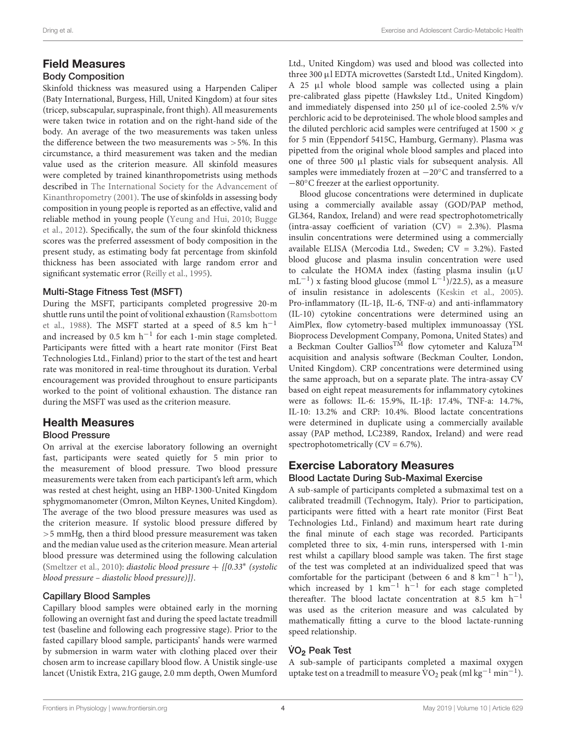## Field Measures

### Body Composition

Skinfold thickness was measured using a Harpenden Caliper (Baty International, Burgess, Hill, United Kingdom) at four sites (tricep, subscapular, supraspinale, front thigh). All measurements were taken twice in rotation and on the right-hand side of the body. An average of the two measurements was taken unless the difference between the two measurements was >5%. In this circumstance, a third measurement was taken and the median value used as the criterion measure. All skinfold measures were completed by trained kinanthropometrists using methods described in The International Society for the Advancement of Kinanthropometry (2001). The use of skinfolds in assessing body composition in young people is reported as an effective, valid and reliable method in young people (Yeung and Hui, 2010; Bugge et al., 2012). Specifically, the sum of the four skinfold thickness scores was the preferred assessment of body composition in the present study, as estimating body fat percentage from skinfold thickness has been associated with large random error and significant systematic error (Reilly et al., 1995).

### Multi-Stage Fitness Test (MSFT)

During the MSFT, participants completed progressive 20-m shuttle runs until the point of volitional exhaustion (Ramsbottom et al., 1988). The MSFT started at a speed of 8.5 km $h^{-1}$ and increased by 0.5 km $h^{-1}$ for each 1-min stage completed. Participants were fitted with a heart rate monitor (First Beat Technologies Ltd., Finland) prior to the start of the test and heart rate was monitored in real-time throughout its duration. Verbal encouragement was provided throughout to ensure participants worked to the point of volitional exhaustion. The distance ran during the MSFT was used as the criterion measure.

## Health Measures

### Blood Pressure

On arrival at the exercise laboratory following an overnight fast, participants were seated quietly for 5 min prior to the measurement of blood pressure. Two blood pressure measurements were taken from each participant's left arm, which was rested at chest height, using an HBP-1300-United Kingdom sphygmomanometer (Omron, Milton Keynes, United Kingdom). The average of the two blood pressure measures was used as the criterion measure. If systolic blood pressure differed by >5 mmHg, then a third blood pressure measurement was taken and the median value used as the criterion measure. Mean arterial blood pressure was determined using the following calculation (Smeltzer et al., 2010): *diastolic blood pressure + {[0.33* (systolic blood pressure – diastolic blood pressure)]}*.

### Capillary Blood Samples

Capillary blood samples were obtained early in the morning following an overnight fast and during the speed lactate treadmill test (baseline and following each progressive stage). Prior to the fasted capillary blood sample, participants' hands were warmed by submersion in warm water with clothing placed over their chosen arm to increase capillary blood flow. A Unistik single-use lancet (Unistik Extra, 21G gauge, 2.0 mm depth, Owen Mumford Ltd., United Kingdom) was used and blood was collected into three 300 μl EDTA microvettes (Sarstedt Ltd., United Kingdom). A 25 μl whole blood sample was collected using a plain pre-calibrated glass pipette (Hawksley Ltd., United Kingdom) and immediately dispensed into 250 μl of ice-cooled 2.5% v/v perchloric acid to be deproteinised. The whole blood samples and the diluted perchloric acid samples were centrifuged at 1500 × *g* for 5 min (Eppendorf 5415C, Hamburg, Germany). Plasma was pipetted from the original whole blood samples and placed into one of three 500 μl plastic vials for subsequent analysis. All samples were immediately frozen at −20°C and transferred to a −80°C freezer at the earliest opportunity.

Blood glucose concentrations were determined in duplicate using a commercially available assay (GOD/PAP method, GL364, Randox, Ireland) and were read spectrophotometrically (intra-assay coefficient of variation (CV) = 2.3%). Plasma insulin concentrations were determined using a commercially available ELISA (Mercodia Ltd., Sweden; CV = 3.2%). Fasted blood glucose and plasma insulin concentration were used to calculate the HOMA index (fasting plasma insulin (μU $mL^{-1}$) x fasting blood glucose (mmol $L^{-1}$)/22.5), as a measure of insulin resistance in adolescents (Keskin et al., 2005). Pro-inflammatory (IL-1β, IL-6, TNF-α) and anti-inflammatory (IL-10) cytokine concentrations were determined using an AimPlex, flow cytometry-based multiplex immunoassay (YSL Bioprocess Development Company, Pomona, United States) and a Beckman Coulter Gallios™ flow cytometer and Kaluza™ acquisition and analysis software (Beckman Coulter, London, United Kingdom). CRP concentrations were determined using the same approach, but on a separate plate. The intra-assay CV based on eight repeat measurements for inflammatory cytokines were as follows: IL-6: 15.9%, IL-1β: 17.4%, TNF-a: 14.7%, IL-10: 13.2% and CRP: 10.4%. Blood lactate concentrations were determined in duplicate using a commercially available assay (PAP method, LC2389, Randox, Ireland) and were read spectrophotometrically (CV = 6.7%).

## Exercise Laboratory Measures

### Blood Lactate During Sub-Maximal Exercise

A sub-sample of participants completed a submaximal test on a calibrated treadmill (Technogym, Italy). Prior to participation, participants were fitted with a heart rate monitor (First Beat Technologies Ltd., Finland) and maximum heart rate during the final minute of each stage was recorded. Participants completed three to six, 4-min runs, interspersed with 1-min rest whilst a capillary blood sample was taken. The first stage of the test was completed at an individualized speed that was comfortable for the participant (between 6 and 8 $km^{-1}$ $h^{-1}$), which increased by 1 $km^{-1}$ $h^{-1}$ for each stage completed thereafter. The blood lactate concentration at 8.5 km $h^{-1}$ was used as the criterion measure and was calculated by mathematically fitting a curve to the blood lactate-running speed relationship.

### $\dot{V}O_2$ Peak Test

A sub-sample of participants completed a maximal oxygen uptake test on a treadmill to measure $\dot{V}O_2$ peak (ml $kg^{-1}$ $min^{-1}$).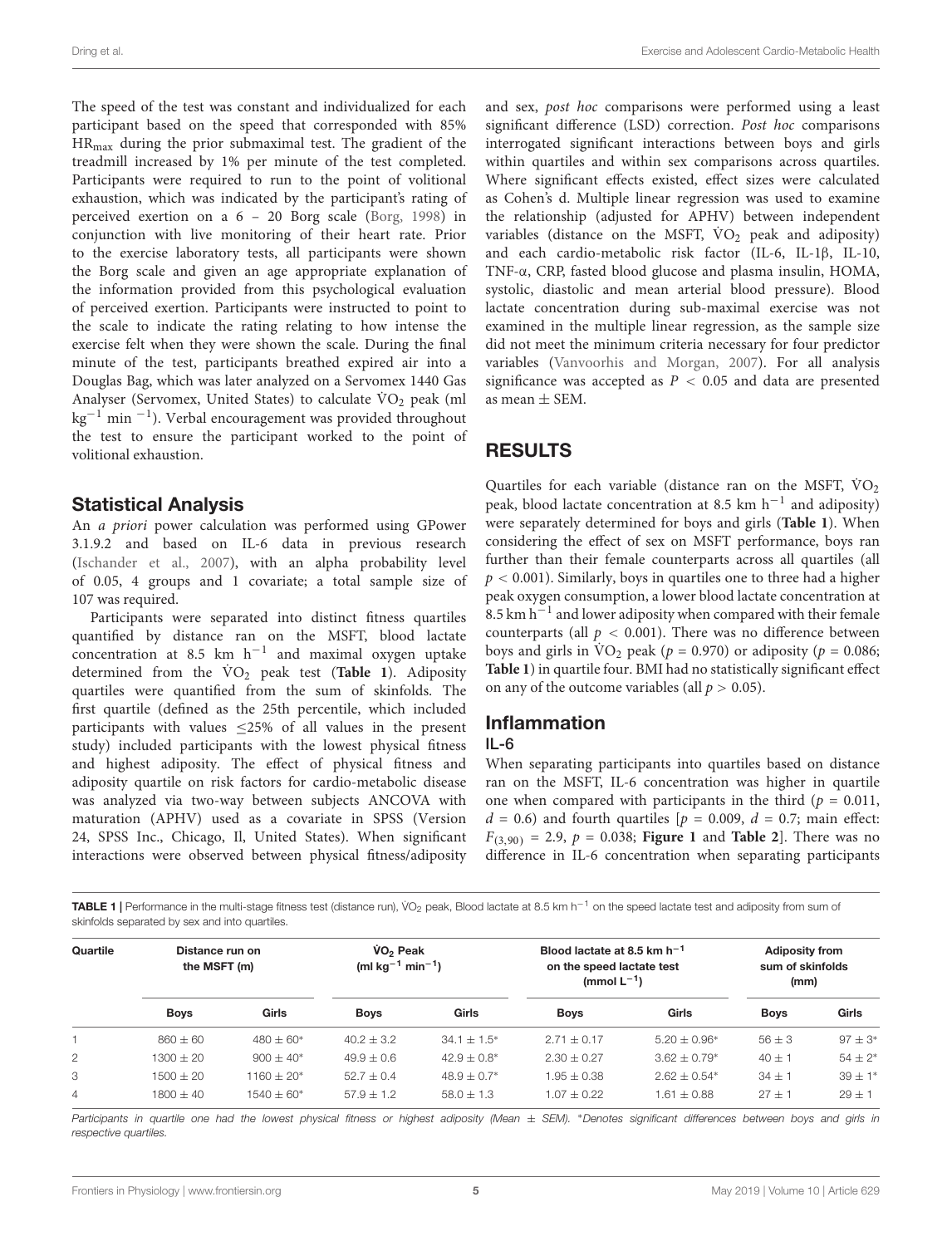The speed of the test was constant and individualized for each participant based on the speed that corresponded with 85% $HR_{max}$ during the prior submaximal test. The gradient of the treadmill increased by 1% per minute of the test completed. Participants were required to run to the point of volitional exhaustion, which was indicated by the participant's rating of perceived exertion on a 6 – 20 Borg scale (Borg, 1998) in conjunction with live monitoring of their heart rate. Prior to the exercise laboratory tests, all participants were shown the Borg scale and given an age appropriate explanation of the information provided from this psychological evaluation of perceived exertion. Participants were instructed to point to the scale to indicate the rating relating to how intense the exercise felt when they were shown the scale. During the final minute of the test, participants breathed expired air into a Douglas Bag, which was later analyzed on a Servomex 1440 Gas Analyser (Servomex, United States) to calculate $\dot{V}O_2$ peak (ml $kg^{-1}$ $min^{-1}$). Verbal encouragement was provided throughout the test to ensure the participant worked to the point of volitional exhaustion.

## Statistical Analysis

An *a priori* power calculation was performed using GPower 3.1.9.2 and based on IL-6 data in previous research (Ischander et al., 2007), with an alpha probability level of 0.05, 4 groups and 1 covariate; a total sample size of 107 was required.

Participants were separated into distinct fitness quartiles quantified by distance ran on the MSFT, blood lactate concentration at 8.5 km $h^{-1}$ and maximal oxygen uptake determined from the $\dot{V}O_2$ peak test (**Table 1**). Adiposity quartiles were quantified from the sum of skinfolds. The first quartile (defined as the 25th percentile, which included participants with values ≤25% of all values in the present study) included participants with the lowest physical fitness and highest adiposity. The effect of physical fitness and adiposity quartile on risk factors for cardio-metabolic disease was analyzed via two-way between subjects ANCOVA with maturation (APHV) used as a covariate in SPSS (Version 24, SPSS Inc., Chicago, Il, United States). When significant interactions were observed between physical fitness/adiposity and sex, *post hoc* comparisons were performed using a least significant difference (LSD) correction. *Post hoc* comparisons interrogated significant interactions between boys and girls within quartiles and within sex comparisons across quartiles. Where significant effects existed, effect sizes were calculated as Cohen's d. Multiple linear regression was used to examine the relationship (adjusted for APHV) between independent variables (distance on the MSFT, $\dot{V}O_2$ peak and adiposity) and each cardio-metabolic risk factor (IL-6, IL-1β, IL-10, TNF-α, CRP, fasted blood glucose and plasma insulin, HOMA, systolic, diastolic and mean arterial blood pressure). Blood lactate concentration during sub-maximal exercise was not examined in the multiple linear regression, as the sample size did not meet the minimum criteria necessary for four predictor variables (Vanvoorhis and Morgan, 2007). For all analysis significance was accepted as $P < 0.05$ and data are presented as mean ± SEM.

## RESULTS

Quartiles for each variable (distance ran on the MSFT, $\dot{V}O_2$ peak, blood lactate concentration at 8.5 km $h^{-1}$ and adiposity) were separately determined for boys and girls (**Table 1**). When considering the effect of sex on MSFT performance, boys ran further than their female counterparts across all quartiles (all $p < 0.001$). Similarly, boys in quartiles one to three had a higher peak oxygen consumption, a lower blood lactate concentration at 8.5 km $h^{-1}$ and lower adiposity when compared with their female counterparts (all $p < 0.001$). There was no difference between boys and girls in $\dot{V}O_2$ peak ($p = 0.970$) or adiposity ($p = 0.086$; **Table 1**) in quartile four. BMI had no statistically significant effect on any of the outcome variables (all $p > 0.05$).

## Inflammation

### IL-6

When separating participants into quartiles based on distance ran on the MSFT, IL-6 concentration was higher in quartile one when compared with participants in the third ($p = 0.011$, $d = 0.6$) and fourth quartiles [$p = 0.009$, $d = 0.7$; main effect: $F_{(3,90)} = 2.9$, $p = 0.038$; **Figure 1** and **Table 2**]. There was no difference in IL-6 concentration when separating participants

**TABLE 1** | Performance in the multi-stage fitness test (distance run), $\dot{V}O_2$ peak, Blood lactate at 8.5 km $h^{-1}$ on the speed lactate test and adiposity from sum of skinfolds separated by sex and into quartiles.

| Quartile | Distance run on the MSFT (m) | | $\dot{V}O_2$ Peak (ml $kg^{-1}$ $min^{-1}$) | | Blood lactate at 8.5 km $h^{-1}$ on the speed lactate test (mmol $L^{-1}$) | | Adiposity from sum of skinfolds (mm) | |
|---|---|---|---|---|---|---|---|---|
| | Boys | Girls | Boys | Girls | Boys | Girls | Boys | Girls |
| 1 | 860 ± 60 | 480 ± 60* | 40.2 ± 3.2 | 34.1 ± 1.5* | 2.71 ± 0.17 | 5.20 ± 0.96* | 56 ± 3 | 97 ± 3* |
| 2 | 1300 ± 20 | 900 ± 40* | 49.9 ± 0.6 | 42.9 ± 0.8* | 2.30 ± 0.27 | 3.62 ± 0.79* | 40 ± 1 | 54 ± 2* |
| 3 | 1500 ± 20 | 1160 ± 20* | 52.7 ± 0.4 | 48.9 ± 0.7* | 1.95 ± 0.38 | 2.62 ± 0.54* | 34 ± 1 | 39 ± 1* |
| 4 | 1800 ± 40 | 1540 ± 60* | 57.9 ± 1.2 | 58.0 ± 1.3 | 1.07 ± 0.22 | 1.61 ± 0.88 | 27 ± 1 | 29 ± 1 |

*Participants in quartile one had the lowest physical fitness or highest adiposity (Mean ± SEM). *Denotes significant differences between boys and girls in respective quartiles.*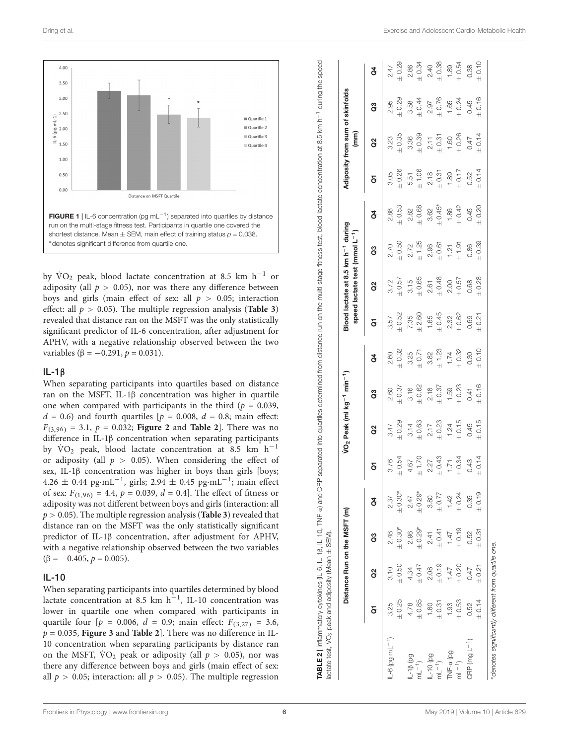**FIGURE 1 |** IL-6 concentration (pg $mL^{-1}$) separated into quartiles by distance run on the multi-stage fitness test. Participants in quartile one covered the shortest distance. Mean ± SEM, main effect of training status $p = 0.038$. *denotes significant difference from quartile one.

by $\dot{V}O_2$ peak, blood lactate concentration at 8.5 km $h^{-1}$ or adiposity (all $p > 0.05$), nor was there any difference between boys and girls (main effect of sex: all $p > 0.05$; interaction effect: all $p > 0.05$). The multiple regression analysis (**Table 3**) revealed that distance ran on the MSFT was the only statistically significant predictor of IL-6 concentration, after adjustment for APHV, with a negative relationship observed between the two variables ($\beta = -0.291$, $p = 0.031$).

## IL-1β

When separating participants into quartiles based on distance ran on the MSFT, IL-1β concentration was higher in quartile one when compared with participants in the third ($p = 0.039$, $d = 0.6$) and fourth quartiles [$p = 0.008$, $d = 0.8$; main effect: $F_{(3,96)} = 3.1$, $p = 0.032$; **Figure 2** and **Table 2**]. There was no difference in IL-1β concentration when separating participants by $\dot{V}O_2$ peak, blood lactate concentration at 8.5 km $h^{-1}$ or adiposity (all $p > 0.05$). When considering the effect of sex, IL-1β concentration was higher in boys than girls [boys; 4.26 ± 0.44 pg·$mL^{-1}$, girls; 2.94 ± 0.45 pg·$mL^{-1}$; main effect of sex: $F_{(1,96)} = 4.4$, $p = 0.039$, $d = 0.4$]. The effect of fitness or adiposity was not different between boys and girls (interaction: all $p > 0.05$). The multiple regression analysis (**Table 3**) revealed that distance ran on the MSFT was the only statistically significant predictor of IL-1β concentration, after adjustment for APHV, with a negative relationship observed between the two variables ($\beta = -0.405$, $p = 0.005$).

## IL-10

When separating participants into quartiles determined by blood lactate concentration at 8.5 km $h^{-1}$, IL-10 concentration was lower in quartile one when compared with participants in quartile four [$p = 0.006$, $d = 0.9$; main effect: $F_{(3,27)} = 3.6$, $p = 0.035$, **Figure 3** and **Table 2**]. There was no difference in IL-10 concentration when separating participants by distance ran on the MSFT, $\dot{V}O_2$ peak or adiposity (all $p > 0.05$), nor was there any difference between boys and girls (main effect of sex: all $p > 0.05$; interaction: all $p > 0.05$). The multiple regression

**TABLE 2 |** Inflammatory cytokines (IL-6, IL-1β, IL-10, TNF-α) and CRP separated into quartiles determined from distance run on the multi-stage fitness test, blood lactate concentration at 8.5 km $h^{-1}$ during the speed lactate test, $\dot{V}O_2$ peak and adiposity (Mean ± SEM).

| | Distance Run on the MSFT (m) | | | | $\dot{V}O_2$ Peak (ml $kg^{-1}$ $min^{-1}$) | | | | Blood lactate at 8.5 km $h^{-1}$ during speed lactate test (mmol $L^{-1}$) | | | | Adiposity from sum of skinfolds (mm) | | | |
|---|---|---|---|---|---|---|---|---|---|---|---|---|---|---|---|---|
| | Q1 | Q2 | Q3 | Q4 | Q1 | Q2 | Q3 | Q4 | Q1 | Q2 | Q3 | Q4 | Q1 | Q2 | Q3 | Q4 |
| IL-6 (pg $mL^{-1}$) | 3.25 ± 0.25 | 3.10 ± 0.50 | 2.48 ± 0.30* | 2.37 ± 0.30* | 3.76 ± 0.54 | 3.47 ± 0.29 | 2.60 ± 0.37 | 2.60 ± 0.32 | 3.57 ± 0.52 | 3.72 ± 0.57 | 2.70 ± 0.50 | 2.88 ± 0.53 | 3.05 ± 0.26 | 3.23 ± 0.35 | 2.95 ± 0.29 | 2.47 ± 0.29 |
| IL-1β (pg $mL^{-1}$) | 4.78 ± 0.85 | 4.34 ± 0.47 | 2.96 ± 0.29* | 2.47 ± 0.29* | 4.67 ± 1.70 | 3.14 ± 0.63 | 3.16 ± 0.62 | 3.25 ± 0.71 | 7.35 ± 2.60 | 3.15 ± 0.65 | 2.72 ± 1.25 | 2.82 ± 0.68 | 5.51 ± 1.06 | 3.36 ± 0.39 | 3.58 ± 0.44 | 2.86 ± 0.34 |
| IL-10 (pg $mL^{-1}$) | 1.80 ± 0.31 | 2.08 ± 0.19 | 2.41 ± 0.41 | 3.80 ± 0.77 | 2.27 ± 0.43 | 2.17 ± 0.23 | 2.18 ± 0.37 | 3.82 ± 1.23 | 1.65 ± 0.45 | 2.61 ± 0.48 | 2.96 ± 0.61 | 3.62 ± 0.45* | 2.18 ± 0.31 | 2.11 ± 0.31 | 2.97 ± 0.76 | 2.40 ± 0.38 |
| TNF-α (pg $mL^{-1}$) | 1.93 ± 0.53 | 1.47 ± 0.20 | 1.47 ± 0.19 | 1.42 ± 0.24 | 1.71 ± 0.34 | 1.24 ± 0.15 | 1.59 ± 0.23 | 1.74 ± 0.32 | 2.32 ± 0.62 | 2.00 ± 0.57 | 1.21 ± 1.91 | 1.86 ± 0.42 | 1.89 ± 0.17 | 1.60 ± 0.26 | 1.65 ± 0.24 | 1.89 ± 0.54 |
| CRP (mg $L^{-1}$) | 0.52 ± 0.14 | 0.47 ± 0.21 | 0.52 ± 0.31 | 0.35 ± 0.19 | 0.43 ± 0.14 | 0.45 ± 0.15 | 0.41 ± 0.16 | 0.30 ± 0.10 | 0.69 ± 0.21 | 0.68 ± 0.28 | 0.86 ± 0.39 | 0.45 ± 0.20 | 0.52 ± 0.14 | 0.47 ± 0.14 | 0.45 ± 0.16 | 0.38 ± 0.10 |

*denotes significantly different from quartile one.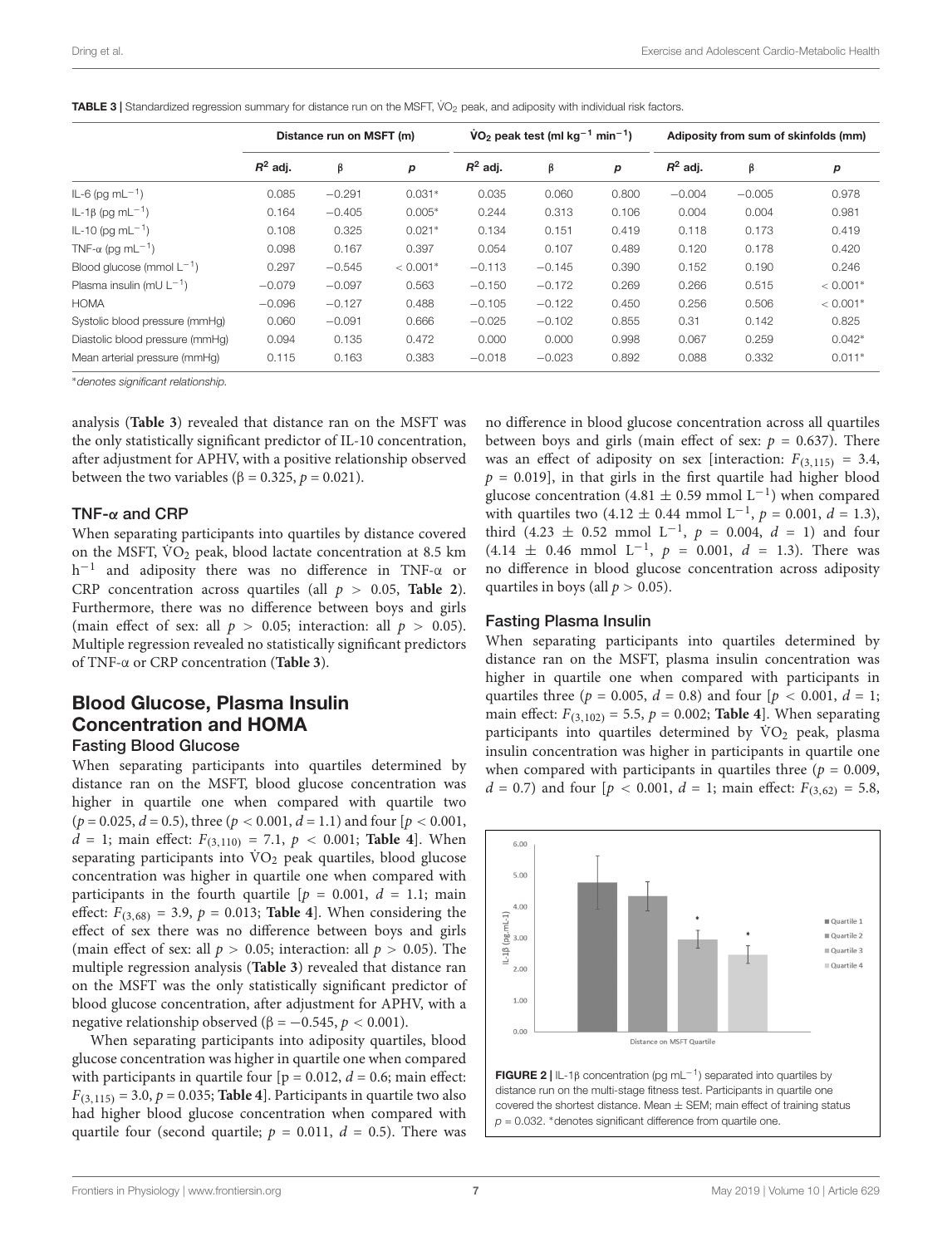**TABLE 3 |** Standardized regression summary for distance run on the MSFT, $\dot{V}O_2$ peak, and adiposity with individual risk factors.

| | Distance run on MSFT (m) | | | $\dot{V}O_2$ peak test (ml $kg^{-1}$ $min^{-1}$) | | | Adiposity from sum of skinfolds (mm) | | |
|---|---|---|---|---|---|---|---|---|---|
| | $R^2$ adj. | β | *p* | $R^2$ adj. | β | *p* | $R^2$ adj. | β | *p* |
| IL-6 (pg $mL^{-1}$) | 0.085 | −0.291 | 0.031* | 0.035 | 0.060 | 0.800 | −0.004 | −0.005 | 0.978 |
| IL-1β (pg $mL^{-1}$) | 0.164 | −0.405 | 0.005* | 0.244 | 0.313 | 0.106 | 0.004 | 0.004 | 0.981 |
| IL-10 (pg $mL^{-1}$) | 0.108 | 0.325 | 0.021* | 0.134 | 0.151 | 0.419 | 0.118 | 0.173 | 0.419 |
| TNF-α (pg $mL^{-1}$) | 0.098 | 0.167 | 0.397 | 0.054 | 0.107 | 0.489 | 0.120 | 0.178 | 0.420 |
| Blood glucose (mmol $L^{-1}$) | 0.297 | −0.545 | < 0.001* | −0.113 | −0.145 | 0.390 | 0.152 | 0.190 | 0.246 |
| Plasma insulin (mU $L^{-1}$) | −0.079 | −0.097 | 0.563 | −0.150 | −0.172 | 0.269 | 0.266 | 0.515 | < 0.001* |
| HOMA | −0.096 | −0.127 | 0.488 | −0.105 | −0.122 | 0.450 | 0.256 | 0.506 | < 0.001* |
| Systolic blood pressure (mmHg) | 0.060 | −0.091 | 0.666 | −0.025 | −0.102 | 0.855 | 0.31 | 0.142 | 0.825 |
| Diastolic blood pressure (mmHg) | 0.094 | 0.135 | 0.472 | 0.000 | 0.000 | 0.998 | 0.067 | 0.259 | 0.042* |
| Mean arterial pressure (mmHg) | 0.115 | 0.163 | 0.383 | −0.018 | −0.023 | 0.892 | 0.088 | 0.332 | 0.011* |

*\*denotes significant relationship.*

analysis (**Table 3**) revealed that distance ran on the MSFT was the only statistically significant predictor of IL-10 concentration, after adjustment for APHV, with a positive relationship observed between the two variables (β = 0.325, $p = 0.021$).

### TNF-α and CRP

When separating participants into quartiles by distance covered on the MSFT, $\dot{V}O_2$ peak, blood lactate concentration at 8.5 km $h^{-1}$ and adiposity there was no difference in TNF-α or CRP concentration across quartiles (all $p > 0.05$, **Table 2**). Furthermore, there was no difference between boys and girls (main effect of sex: all $p > 0.05$; interaction: all $p > 0.05$). Multiple regression revealed no statistically significant predictors of TNF-α or CRP concentration (**Table 3**).

## Blood Glucose, Plasma Insulin Concentration and HOMA

### Fasting Blood Glucose

When separating participants into quartiles determined by distance ran on the MSFT, blood glucose concentration was higher in quartile one when compared with quartile two ($p = 0.025$, $d = 0.5$), three ($p < 0.001$, $d = 1.1$) and four [$p < 0.001$, $d = 1$; main effect: $F_{(3,110)} = 7.1$, $p < 0.001$; **Table 4**]. When separating participants into $\dot{V}O_2$ peak quartiles, blood glucose concentration was higher in quartile one when compared with participants in the fourth quartile [$p = 0.001$, $d = 1.1$; main effect: $F_{(3,68)} = 3.9$, $p = 0.013$; **Table 4**]. When considering the effect of sex there was no difference between boys and girls (main effect of sex: all $p > 0.05$; interaction: all $p > 0.05$). The multiple regression analysis (**Table 3**) revealed that distance ran on the MSFT was the only statistically significant predictor of blood glucose concentration, after adjustment for APHV, with a negative relationship observed (β = −0.545, $p < 0.001$).

When separating participants into adiposity quartiles, blood glucose concentration was higher in quartile one when compared with participants in quartile four [$p = 0.012$, $d = 0.6$; main effect: $F_{(3,115)} = 3.0$, $p = 0.035$; **Table 4**]. Participants in quartile two also had higher blood glucose concentration when compared with quartile four (second quartile; $p = 0.011$, $d = 0.5$). There was no difference in blood glucose concentration across all quartiles between boys and girls (main effect of sex: $p = 0.637$). There was an effect of adiposity on sex [interaction: $F_{(3,115)} = 3.4$, $p = 0.019$], in that girls in the first quartile had higher blood glucose concentration (4.81 ± 0.59 mmol $L^{-1}$) when compared with quartiles two (4.12 ± 0.44 mmol $L^{-1}$, $p = 0.001$, $d = 1.3$), third (4.23 ± 0.52 mmol $L^{-1}$, $p = 0.004$, $d = 1$) and four (4.14 ± 0.46 mmol $L^{-1}$, $p = 0.001$, $d = 1.3$). There was no difference in blood glucose concentration across adiposity quartiles in boys (all $p > 0.05$).

### Fasting Plasma Insulin

When separating participants into quartiles determined by distance ran on the MSFT, plasma insulin concentration was higher in quartile one when compared with participants in quartiles three ($p = 0.005$, $d = 0.8$) and four [$p < 0.001$, $d = 1$; main effect: $F_{(3,102)} = 5.5$, $p = 0.002$; **Table 4**]. When separating participants into quartiles determined by $\dot{V}O_2$ peak, plasma insulin concentration was higher in participants in quartile one when compared with participants in quartiles three ($p = 0.009$, $d = 0.7$) and four [$p < 0.001$, $d = 1$; main effect: $F_{(3,62)} = 5.8$,

**FIGURE 2 |** IL-1β concentration (pg $mL^{-1}$) separated into quartiles by distance run on the multi-stage fitness test. Participants in quartile one covered the shortest distance. Mean ± SEM; main effect of training status $p = 0.032$. *denotes significant difference from quartile one.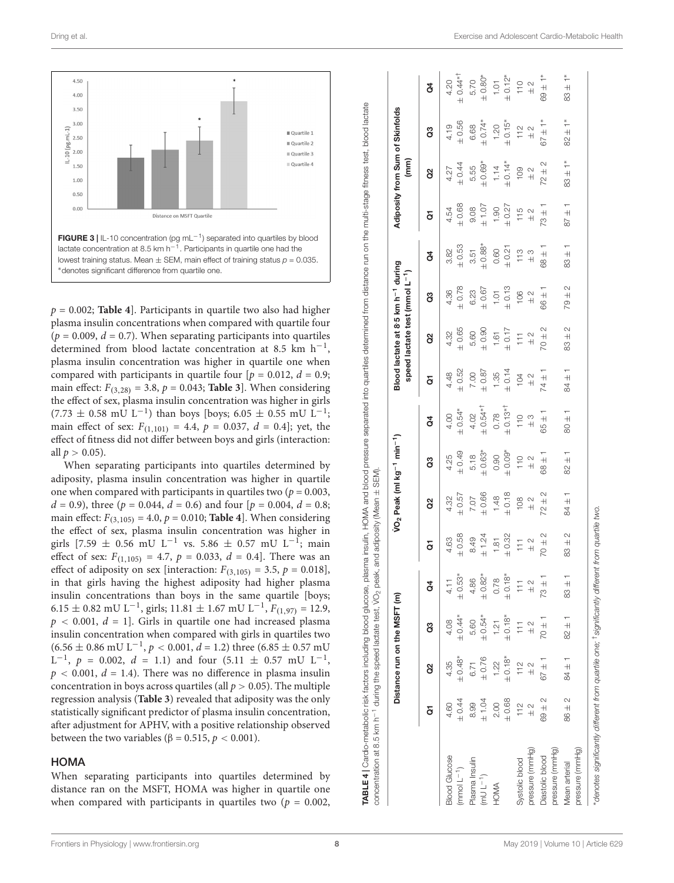FIGURE 3 | IL-10 concentration (pg $mL^{-1}$) separated into quartiles by blood lactate concentration at 8.5 km $h^{-1}$. Participants in quartile one had the lowest training status. Mean ± SEM, main effect of training status $p = 0.035$. *denotes significant difference from quartile one.

$p = 0.002$; **Table 4**]. Participants in quartile two also had higher plasma insulin concentrations when compared with quartile four ($p = 0.009$, $d = 0.7$). When separating participants into quartiles determined from blood lactate concentration at 8.5 km $h^{-1}$, plasma insulin concentration was higher in quartile one when compared with participants in quartile four [$p = 0.012$, $d = 0.9$; main effect: $F_{(3,28)} = 3.8$, $p = 0.043$; **Table 3**]. When considering the effect of sex, plasma insulin concentration was higher in girls (7.73 ± 0.58 mU $L^{-1}$) than boys [boys; 6.05 ± 0.55 mU $L^{-1}$; main effect of sex: $F_{(1,101)} = 4.4$, $p = 0.037$, $d = 0.4$]; yet, the effect of fitness did not differ between boys and girls (interaction: all $p > 0.05$).

When separating participants into quartiles determined by adiposity, plasma insulin concentration was higher in quartile one when compared with participants in quartiles two ($p = 0.003$, $d = 0.9$), three ($p = 0.044$, $d = 0.6$) and four [$p = 0.004$, $d = 0.8$; main effect: $F_{(3,105)} = 4.0$, $p = 0.010$; **Table 4**]. When considering the effect of sex, plasma insulin concentration was higher in girls [7.59 ± 0.56 mU $L^{-1}$ vs. 5.86 ± 0.57 mU $L^{-1}$; main effect of sex: $F_{(1,105)} = 4.7$, $p = 0.033$, $d = 0.4$]. There was an effect of adiposity on sex [interaction: $F_{(3,105)} = 3.5$, $p = 0.018$], in that girls having the highest adiposity had higher plasma insulin concentrations than boys in the same quartile [boys; 6.15 ± 0.82 mU $L^{-1}$, girls; 11.81 ± 1.67 mU $L^{-1}$, $F_{(1,97)} = 12.9$, $p < 0.001$, $d = 1$]. Girls in quartile one had increased plasma insulin concentration when compared with girls in quartiles two (6.56 ± 0.86 mU $L^{-1}$, $p < 0.001$, $d = 1.2$) three (6.85 ± 0.57 mU $L^{-1}$, $p = 0.002$, $d = 1.1$) and four (5.11 ± 0.57 mU $L^{-1}$, $p < 0.001$, $d = 1.4$). There was no difference in plasma insulin concentration in boys across quartiles (all $p > 0.05$). The multiple regression analysis (**Table 3**) revealed that adiposity was the only statistically significant predictor of plasma insulin concentration, after adjustment for APHV, with a positive relationship observed between the two variables (β = 0.515, $p < 0.001$).

## HOMA

When separating participants into quartiles determined by distance ran on the MSFT, HOMA was higher in quartile one when compared with participants in quartiles two ($p = 0.002$,

**TABLE 4** | Cardio-metabolic risk factors including blood glucose, plasma insulin, HOMA and blood pressure separated into quartiles determined from distance run on the multi-stage fitness test, blood lactate concentration at 8.5 km $h^{-1}$ during the speed lactate test, $\dot{V}O_2$ peak, and adiposity (Mean ± SEM).

| | Distance run on the MSFT (m) | | | | $\dot{V}O_2$ Peak (ml $kg^{-1}$ $min^{-1}$) | | | | Blood lactate at 8·5 km $h^{-1}$ during speed lactate test (mmol $L^{-1}$) | | | | Adiposity from Sum of Skinfolds (mm) | | | |
|---|---|---|---|---|---|---|---|---|---|---|---|---|---|---|---|---|
| | Q1 | Q2 | Q3 | Q4 | Q1 | Q2 | Q3 | Q4 | Q1 | Q2 | Q3 | Q4 | Q1 | Q2 | Q3 | Q4 |
| Blood Glucose (mmol $L^{-1}$) | 4.60 ± 0.44 | 4.35 ± 0.48* | 4.08 ± 0.44* | 4.11 ± 0.53* | 4.63 ± 0.58 | 4.32 ± 0.57 | 4.25 ± 0.49 | 4.00 ± 0.54* | 4.48 ± 0.52 | 4.32 ± 0.65 | 4.36 ± 0.78 | 3.82 ± 0.53 | 4.54 ± 0.68 | 4.27 ± 0.44 | 4.19 ± 0.56 | 4.20 ± 0.44*† |
| Plasma Insulin (mU $L^{-1}$) | 8.99 ± 1.04 | 6.71 ± 0.76 | 5.60 ± 0.54* | 4.86 ± 0.82* | 8.49 ± 1.24 | 7.07 ± 0.66 | 5.18 ± 0.63* | 4.02 ± 0.54*† | 7.00 ± 0.87 | 5.60 ± 0.90 | 6.23 ± 0.67 | 3.51 ± 0.88* | 9.08 ± 1.07 | 5.55 ± 0.69* | 6.68 ± 0.74* | 5.70 ± 0.80* |
| HOMA | 2.00 ± 0.68 | 1.22 ± 0.18* | 1.21 ± 0.18* | 0.78 ± 0.18* | 1.81 ± 0.32 | 1.48 ± 0.18 | 0.90 ± 0.09* | 0.78 ± 0.13*† | 1.35 ± 0.14 | 1.61 ± 0.17 | 1.01 ± 0.13 | 0.60 ± 0.21 | 1.90 ± 0.27 | 1.14 ± 0.14* | 1.20 ± 0.15* | 1.01 ± 0.12* |
| Systolic blood pressure (mmHg) | 112 ± 2 | 112 ± 2 | 111 ± 2 | 111 ± 2 | 111 ± 2 | 108 ± 2 | 110 ± 2 | 110 ± 3 | 104 ± 2 | 111 ± 2 | 106 ± 2 | 113 ± 3 | 115 ± 2 | 109 ± 2 | 112 ± 2 | 110 ± 2 |
| Diastolic blood pressure (mmHg) | 69 ± 2 | 67 ± 1 | 70 ± 1 | 73 ± 1 | 70 ± 2 | 72 ± 2 | 68 ± 1 | 65 ± 1 | 74 ± 1 | 70 ± 2 | 66 ± 1 | 68 ± 1 | 73 ± 1 | 72 ± 2 | 67 ± 1* | 69 ± 1* |
| Mean arterial pressure (mmHg) | 86 ± 2 | 84 ± 1 | 82 ± 1 | 83 ± 1 | 83 ± 2 | 84 ± 1 | 82 ± 1 | 80 ± 1 | 84 ± 1 | 83 ± 2 | 79 ± 2 | 83 ± 1 | 87 ± 1 | 83 ± 1* | 82 ± 1* | 83 ± 1* |

*denotes significantly different from quartile one; †significantly different from quartile two.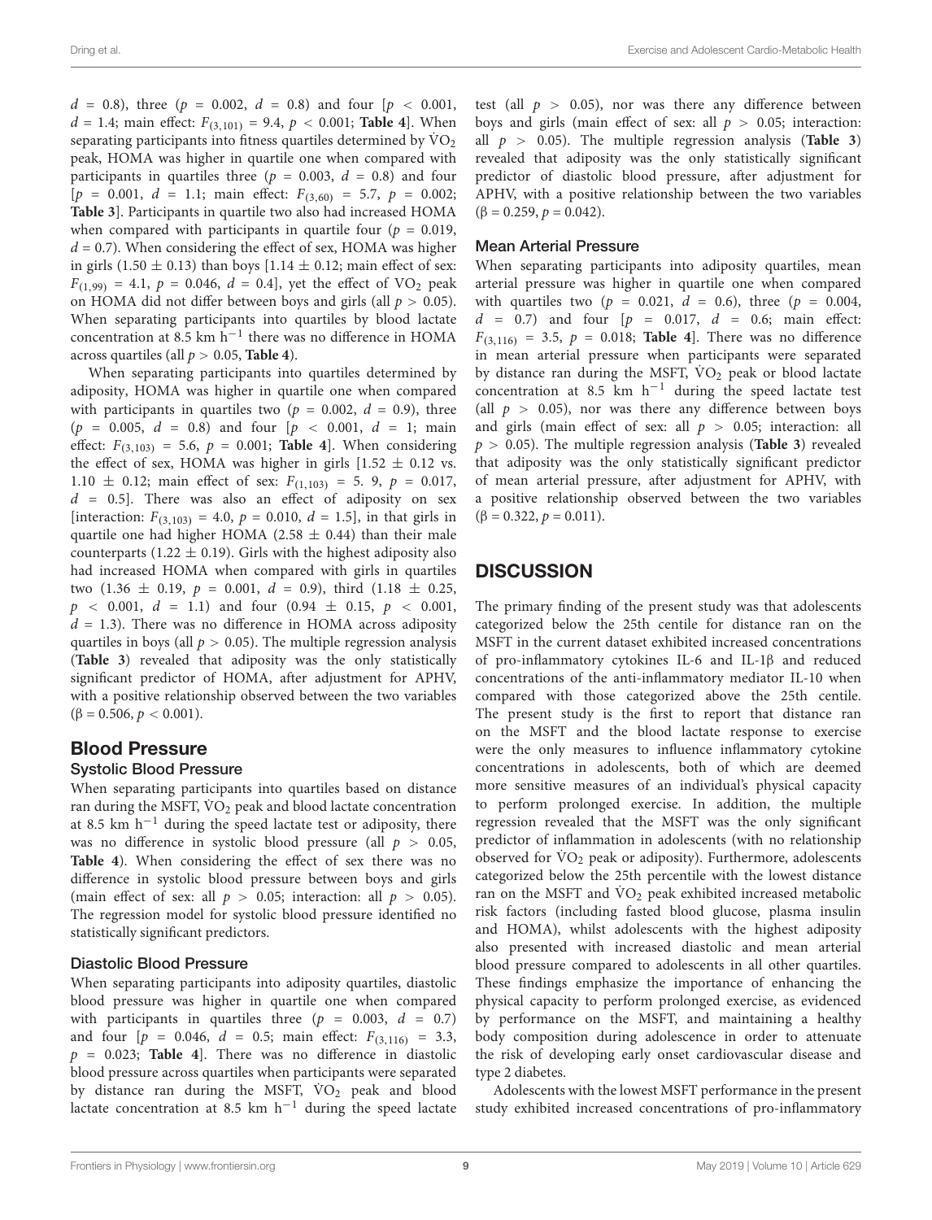$d$ = 0.8), three ($p$ = 0.002, $d$ = 0.8) and four [$p$ < 0.001, $d$ = 1.4; main effect: $F_{(3,101)}$ = 9.4, $p$ < 0.001; **Table 4**]. When separating participants into fitness quartiles determined by $\dot{V}O_2$ peak, HOMA was higher in quartile one when compared with participants in quartiles three ($p$ = 0.003, $d$ = 0.8) and four [$p$ = 0.001, $d$ = 1.1; main effect: $F_{(3,60)}$ = 5.7, $p$ = 0.002; **Table 3**]. Participants in quartile two also had increased HOMA when compared with participants in quartile four ($p$ = 0.019, $d$ = 0.7). When considering the effect of sex, HOMA was higher in girls (1.50 ± 0.13) than boys [1.14 ± 0.12; main effect of sex: $F_{(1,99)}$ = 4.1, $p$ = 0.046, $d$ = 0.4], yet the effect of $VO_2$ peak on HOMA did not differ between boys and girls (all $p$ > 0.05). When separating participants into quartiles by blood lactate concentration at 8.5 km $h^{-1}$ there was no difference in HOMA across quartiles (all $p$ > 0.05, **Table 4**).

When separating participants into quartiles determined by adiposity, HOMA was higher in quartile one when compared with participants in quartiles two ($p$ = 0.002, $d$ = 0.9), three ($p$ = 0.005, $d$ = 0.8) and four [$p$ < 0.001, $d$ = 1; main effect: $F_{(3,103)}$ = 5.6, $p$ = 0.001; **Table 4**]. When considering the effect of sex, HOMA was higher in girls [1.52 ± 0.12 vs. 1.10 ± 0.12; main effect of sex: $F_{(1,103)}$ = 5. 9, $p$ = 0.017, $d$ = 0.5]. There was also an effect of adiposity on sex [interaction: $F_{(3,103)}$ = 4.0, $p$ = 0.010, $d$ = 1.5], in that girls in quartile one had higher HOMA (2.58 ± 0.44) than their male counterparts (1.22 ± 0.19). Girls with the highest adiposity also had increased HOMA when compared with girls in quartiles two (1.36 ± 0.19, $p$ = 0.001, $d$ = 0.9), third (1.18 ± 0.25, $p$ < 0.001, $d$ = 1.1) and four (0.94 ± 0.15, $p$ < 0.001, $d$ = 1.3). There was no difference in HOMA across adiposity quartiles in boys (all $p$ > 0.05). The multiple regression analysis (**Table 3**) revealed that adiposity was the only statistically significant predictor of HOMA, after adjustment for APHV, with a positive relationship observed between the two variables (β = 0.506, $p$ < 0.001).

## Blood Pressure

### Systolic Blood Pressure

When separating participants into quartiles based on distance ran during the MSFT, $\dot{V}O_2$ peak and blood lactate concentration at 8.5 km $h^{-1}$ during the speed lactate test or adiposity, there was no difference in systolic blood pressure (all $p$ > 0.05, **Table 4**). When considering the effect of sex there was no difference in systolic blood pressure between boys and girls (main effect of sex: all $p$ > 0.05; interaction: all $p$ > 0.05). The regression model for systolic blood pressure identified no statistically significant predictors.

### Diastolic Blood Pressure

When separating participants into adiposity quartiles, diastolic blood pressure was higher in quartile one when compared with participants in quartiles three ($p$ = 0.003, $d$ = 0.7) and four [$p$ = 0.046, $d$ = 0.5; main effect: $F_{(3,116)}$ = 3.3, $p$ = 0.023; **Table 4**]. There was no difference in diastolic blood pressure across quartiles when participants were separated by distance ran during the MSFT, $\dot{V}O_2$ peak and blood lactate concentration at 8.5 km $h^{-1}$ during the speed lactate test (all $p$ > 0.05), nor was there any difference between boys and girls (main effect of sex: all $p$ > 0.05; interaction: all $p$ > 0.05). The multiple regression analysis (**Table 3**) revealed that adiposity was the only statistically significant predictor of diastolic blood pressure, after adjustment for APHV, with a positive relationship between the two variables (β = 0.259, $p$ = 0.042).

### Mean Arterial Pressure

When separating participants into adiposity quartiles, mean arterial pressure was higher in quartile one when compared with quartiles two ($p$ = 0.021, $d$ = 0.6), three ($p$ = 0.004, $d$ = 0.7) and four [$p$ = 0.017, $d$ = 0.6; main effect: $F_{(3,116)}$ = 3.5, $p$ = 0.018; **Table 4**]. There was no difference in mean arterial pressure when participants were separated by distance ran during the MSFT, $\dot{V}O_2$ peak or blood lactate concentration at 8.5 km $h^{-1}$ during the speed lactate test (all $p$ > 0.05), nor was there any difference between boys and girls (main effect of sex: all $p$ > 0.05; interaction: all $p$ > 0.05). The multiple regression analysis (**Table 3**) revealed that adiposity was the only statistically significant predictor of mean arterial pressure, after adjustment for APHV, with a positive relationship observed between the two variables (β = 0.322, $p$ = 0.011).

## DISCUSSION

The primary finding of the present study was that adolescents categorized below the 25th centile for distance ran on the MSFT in the current dataset exhibited increased concentrations of pro-inflammatory cytokines IL-6 and IL-1β and reduced concentrations of the anti-inflammatory mediator IL-10 when compared with those categorized above the 25th centile. The present study is the first to report that distance ran on the MSFT and the blood lactate response to exercise were the only measures to influence inflammatory cytokine concentrations in adolescents, both of which are deemed more sensitive measures of an individual's physical capacity to perform prolonged exercise. In addition, the multiple regression revealed that the MSFT was the only significant predictor of inflammation in adolescents (with no relationship observed for $\dot{V}O_2$ peak or adiposity). Furthermore, adolescents categorized below the 25th percentile with the lowest distance ran on the MSFT and $\dot{V}O_2$ peak exhibited increased metabolic risk factors (including fasted blood glucose, plasma insulin and HOMA), whilst adolescents with the highest adiposity also presented with increased diastolic and mean arterial blood pressure compared to adolescents in all other quartiles. These findings emphasize the importance of enhancing the physical capacity to perform prolonged exercise, as evidenced by performance on the MSFT, and maintaining a healthy body composition during adolescence in order to attenuate the risk of developing early onset cardiovascular disease and type 2 diabetes.

Adolescents with the lowest MSFT performance in the present study exhibited increased concentrations of pro-inflammatory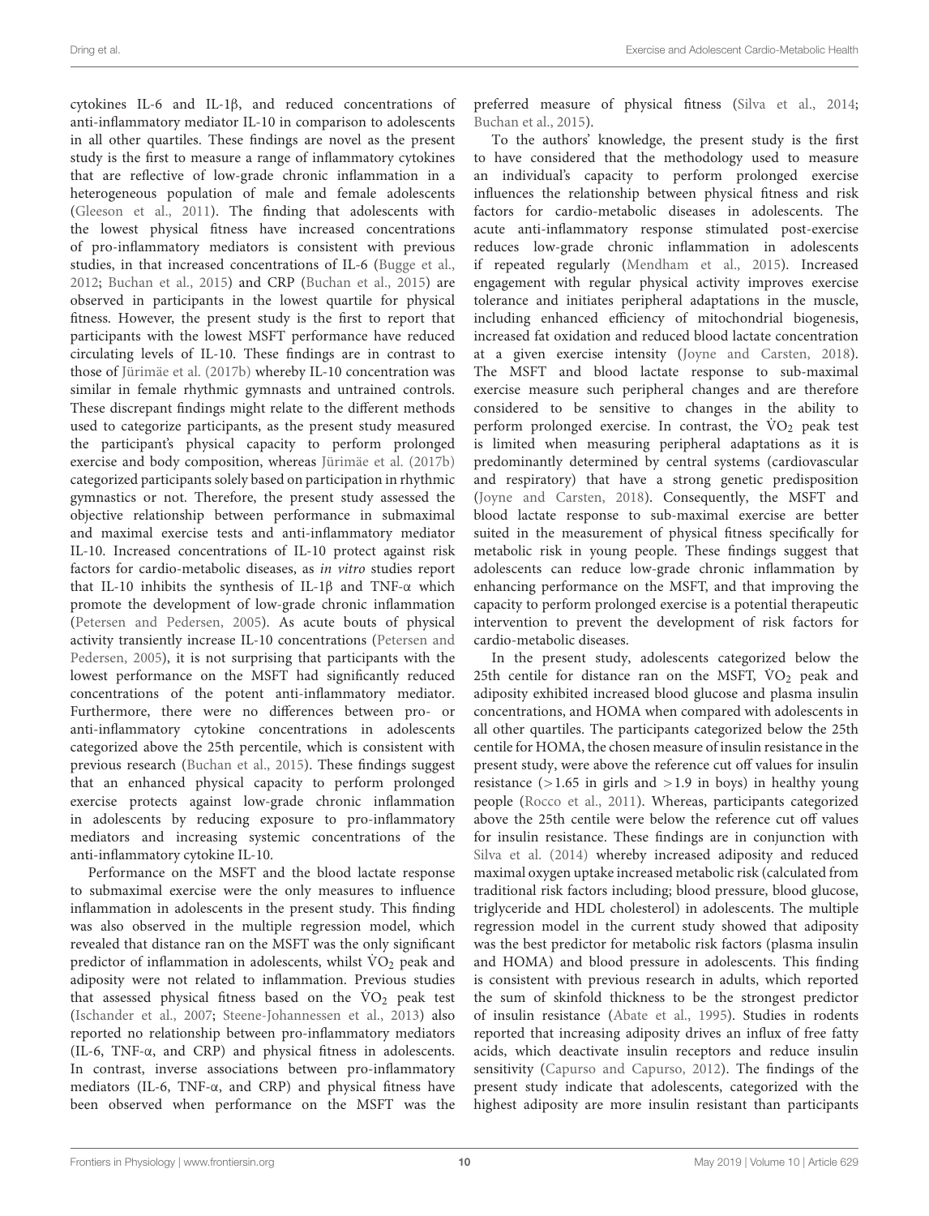cytokines IL-6 and IL-1β, and reduced concentrations of anti-inflammatory mediator IL-10 in comparison to adolescents in all other quartiles. These findings are novel as the present study is the first to measure a range of inflammatory cytokines that are reflective of low-grade chronic inflammation in a heterogeneous population of male and female adolescents (Gleeson et al., 2011). The finding that adolescents with the lowest physical fitness have increased concentrations of pro-inflammatory mediators is consistent with previous studies, in that increased concentrations of IL-6 (Bugge et al., 2012; Buchan et al., 2015) and CRP (Buchan et al., 2015) are observed in participants in the lowest quartile for physical fitness. However, the present study is the first to report that participants with the lowest MSFT performance have reduced circulating levels of IL-10. These findings are in contrast to those of Jürimäe et al. (2017b) whereby IL-10 concentration was similar in female rhythmic gymnasts and untrained controls. These discrepant findings might relate to the different methods used to categorize participants, as the present study measured the participant's physical capacity to perform prolonged exercise and body composition, whereas Jürimäe et al. (2017b) categorized participants solely based on participation in rhythmic gymnastics or not. Therefore, the present study assessed the objective relationship between performance in submaximal and maximal exercise tests and anti-inflammatory mediator IL-10. Increased concentrations of IL-10 protect against risk factors for cardio-metabolic diseases, as *in vitro* studies report that IL-10 inhibits the synthesis of IL-1β and TNF-α which promote the development of low-grade chronic inflammation (Petersen and Pedersen, 2005). As acute bouts of physical activity transiently increase IL-10 concentrations (Petersen and Pedersen, 2005), it is not surprising that participants with the lowest performance on the MSFT had significantly reduced concentrations of the potent anti-inflammatory mediator. Furthermore, there were no differences between pro- or anti-inflammatory cytokine concentrations in adolescents categorized above the 25th percentile, which is consistent with previous research (Buchan et al., 2015). These findings suggest that an enhanced physical capacity to perform prolonged exercise protects against low-grade chronic inflammation in adolescents by reducing exposure to pro-inflammatory mediators and increasing systemic concentrations of the anti-inflammatory cytokine IL-10.

Performance on the MSFT and the blood lactate response to submaximal exercise were the only measures to influence inflammation in adolescents in the present study. This finding was also observed in the multiple regression model, which revealed that distance ran on the MSFT was the only significant predictor of inflammation in adolescents, whilst $\dot{V}O_2$ peak and adiposity were not related to inflammation. Previous studies that assessed physical fitness based on the $\dot{V}O_2$ peak test (Ischander et al., 2007; Steene-Johannessen et al., 2013) also reported no relationship between pro-inflammatory mediators (IL-6, TNF-α, and CRP) and physical fitness in adolescents. In contrast, inverse associations between pro-inflammatory mediators (IL-6, TNF-α, and CRP) and physical fitness have been observed when performance on the MSFT was the preferred measure of physical fitness (Silva et al., 2014; Buchan et al., 2015).

To the authors' knowledge, the present study is the first to have considered that the methodology used to measure an individual's capacity to perform prolonged exercise influences the relationship between physical fitness and risk factors for cardio-metabolic diseases in adolescents. The acute anti-inflammatory response stimulated post-exercise reduces low-grade chronic inflammation in adolescents if repeated regularly (Mendham et al., 2015). Increased engagement with regular physical activity improves exercise tolerance and initiates peripheral adaptations in the muscle, including enhanced efficiency of mitochondrial biogenesis, increased fat oxidation and reduced blood lactate concentration at a given exercise intensity (Joyne and Carsten, 2018). The MSFT and blood lactate response to sub-maximal exercise measure such peripheral changes and are therefore considered to be sensitive to changes in the ability to perform prolonged exercise. In contrast, the $\dot{V}O_2$ peak test is limited when measuring peripheral adaptations as it is predominantly determined by central systems (cardiovascular and respiratory) that have a strong genetic predisposition (Joyne and Carsten, 2018). Consequently, the MSFT and blood lactate response to sub-maximal exercise are better suited in the measurement of physical fitness specifically for metabolic risk in young people. These findings suggest that adolescents can reduce low-grade chronic inflammation by enhancing performance on the MSFT, and that improving the capacity to perform prolonged exercise is a potential therapeutic intervention to prevent the development of risk factors for cardio-metabolic diseases.

In the present study, adolescents categorized below the 25th centile for distance ran on the MSFT, $\dot{V}O_2$ peak and adiposity exhibited increased blood glucose and plasma insulin concentrations, and HOMA when compared with adolescents in all other quartiles. The participants categorized below the 25th centile for HOMA, the chosen measure of insulin resistance in the present study, were above the reference cut off values for insulin resistance (>1.65 in girls and >1.9 in boys) in healthy young people (Rocco et al., 2011). Whereas, participants categorized above the 25th centile were below the reference cut off values for insulin resistance. These findings are in conjunction with Silva et al. (2014) whereby increased adiposity and reduced maximal oxygen uptake increased metabolic risk (calculated from traditional risk factors including; blood pressure, blood glucose, triglyceride and HDL cholesterol) in adolescents. The multiple regression model in the current study showed that adiposity was the best predictor for metabolic risk factors (plasma insulin and HOMA) and blood pressure in adolescents. This finding is consistent with previous research in adults, which reported the sum of skinfold thickness to be the strongest predictor of insulin resistance (Abate et al., 1995). Studies in rodents reported that increasing adiposity drives an influx of free fatty acids, which deactivate insulin receptors and reduce insulin sensitivity (Capurso and Capurso, 2012). The findings of the present study indicate that adolescents, categorized with the highest adiposity are more insulin resistant than participants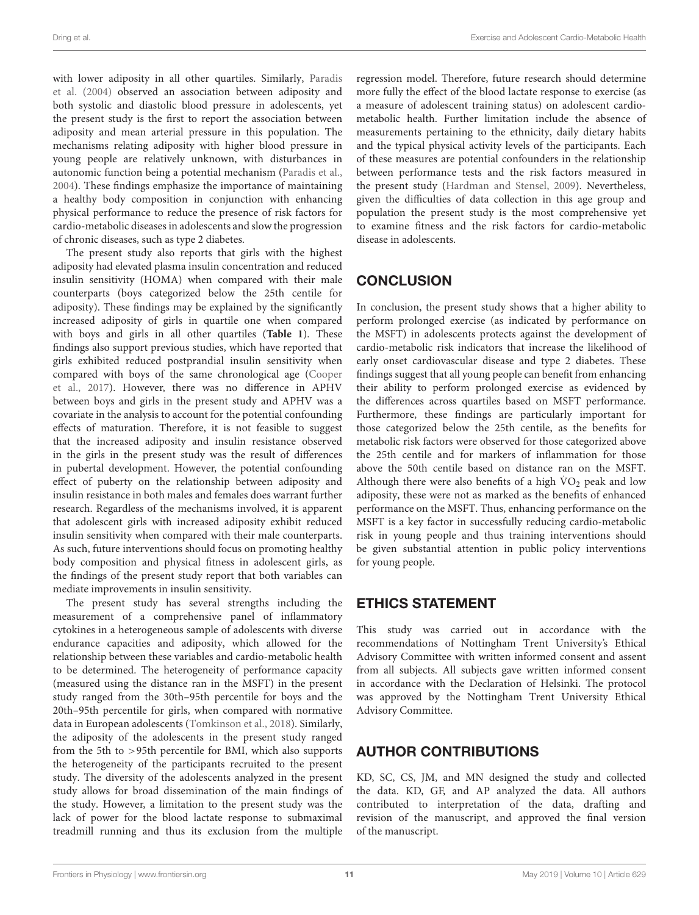with lower adiposity in all other quartiles. Similarly, Paradis et al. (2004) observed an association between adiposity and both systolic and diastolic blood pressure in adolescents, yet the present study is the first to report the association between adiposity and mean arterial pressure in this population. The mechanisms relating adiposity with higher blood pressure in young people are relatively unknown, with disturbances in autonomic function being a potential mechanism (Paradis et al., 2004). These findings emphasize the importance of maintaining a healthy body composition in conjunction with enhancing physical performance to reduce the presence of risk factors for cardio-metabolic diseases in adolescents and slow the progression of chronic diseases, such as type 2 diabetes.

The present study also reports that girls with the highest adiposity had elevated plasma insulin concentration and reduced insulin sensitivity (HOMA) when compared with their male counterparts (boys categorized below the 25th centile for adiposity). These findings may be explained by the significantly increased adiposity of girls in quartile one when compared with boys and girls in all other quartiles (**Table 1**). These findings also support previous studies, which have reported that girls exhibited reduced postprandial insulin sensitivity when compared with boys of the same chronological age (Cooper et al., 2017). However, there was no difference in APHV between boys and girls in the present study and APHV was a covariate in the analysis to account for the potential confounding effects of maturation. Therefore, it is not feasible to suggest that the increased adiposity and insulin resistance observed in the girls in the present study was the result of differences in pubertal development. However, the potential confounding effect of puberty on the relationship between adiposity and insulin resistance in both males and females does warrant further research. Regardless of the mechanisms involved, it is apparent that adolescent girls with increased adiposity exhibit reduced insulin sensitivity when compared with their male counterparts. As such, future interventions should focus on promoting healthy body composition and physical fitness in adolescent girls, as the findings of the present study report that both variables can mediate improvements in insulin sensitivity.

The present study has several strengths including the measurement of a comprehensive panel of inflammatory cytokines in a heterogeneous sample of adolescents with diverse endurance capacities and adiposity, which allowed for the relationship between these variables and cardio-metabolic health to be determined. The heterogeneity of performance capacity (measured using the distance ran in the MSFT) in the present study ranged from the 30th–95th percentile for boys and the 20th–95th percentile for girls, when compared with normative data in European adolescents (Tomkinson et al., 2018). Similarly, the adiposity of the adolescents in the present study ranged from the 5th to >95th percentile for BMI, which also supports the heterogeneity of the participants recruited to the present study. The diversity of the adolescents analyzed in the present study allows for broad dissemination of the main findings of the study. However, a limitation to the present study was the lack of power for the blood lactate response to submaximal treadmill running and thus its exclusion from the multiple regression model. Therefore, future research should determine more fully the effect of the blood lactate response to exercise (as a measure of adolescent training status) on adolescent cardio-metabolic health. Further limitation include the absence of measurements pertaining to the ethnicity, daily dietary habits and the typical physical activity levels of the participants. Each of these measures are potential confounders in the relationship between performance tests and the risk factors measured in the present study (Hardman and Stensel, 2009). Nevertheless, given the difficulties of data collection in this age group and population the present study is the most comprehensive yet to examine fitness and the risk factors for cardio-metabolic disease in adolescents.

## CONCLUSION

In conclusion, the present study shows that a higher ability to perform prolonged exercise (as indicated by performance on the MSFT) in adolescents protects against the development of cardio-metabolic risk indicators that increase the likelihood of early onset cardiovascular disease and type 2 diabetes. These findings suggest that all young people can benefit from enhancing their ability to perform prolonged exercise as evidenced by the differences across quartiles based on MSFT performance. Furthermore, these findings are particularly important for those categorized below the 25th centile, as the benefits for metabolic risk factors were observed for those categorized above the 25th centile and for markers of inflammation for those above the 50th centile based on distance ran on the MSFT. Although there were also benefits of a high $\dot{V}O_2$ peak and low adiposity, these were not as marked as the benefits of enhanced performance on the MSFT. Thus, enhancing performance on the MSFT is a key factor in successfully reducing cardio-metabolic risk in young people and thus training interventions should be given substantial attention in public policy interventions for young people.

## ETHICS STATEMENT

This study was carried out in accordance with the recommendations of Nottingham Trent University's Ethical Advisory Committee with written informed consent and assent from all subjects. All subjects gave written informed consent in accordance with the Declaration of Helsinki. The protocol was approved by the Nottingham Trent University Ethical Advisory Committee.

## AUTHOR CONTRIBUTIONS

KD, SC, CS, JM, and MN designed the study and collected the data. KD, GF, and AP analyzed the data. All authors contributed to interpretation of the data, drafting and revision of the manuscript, and approved the final version of the manuscript.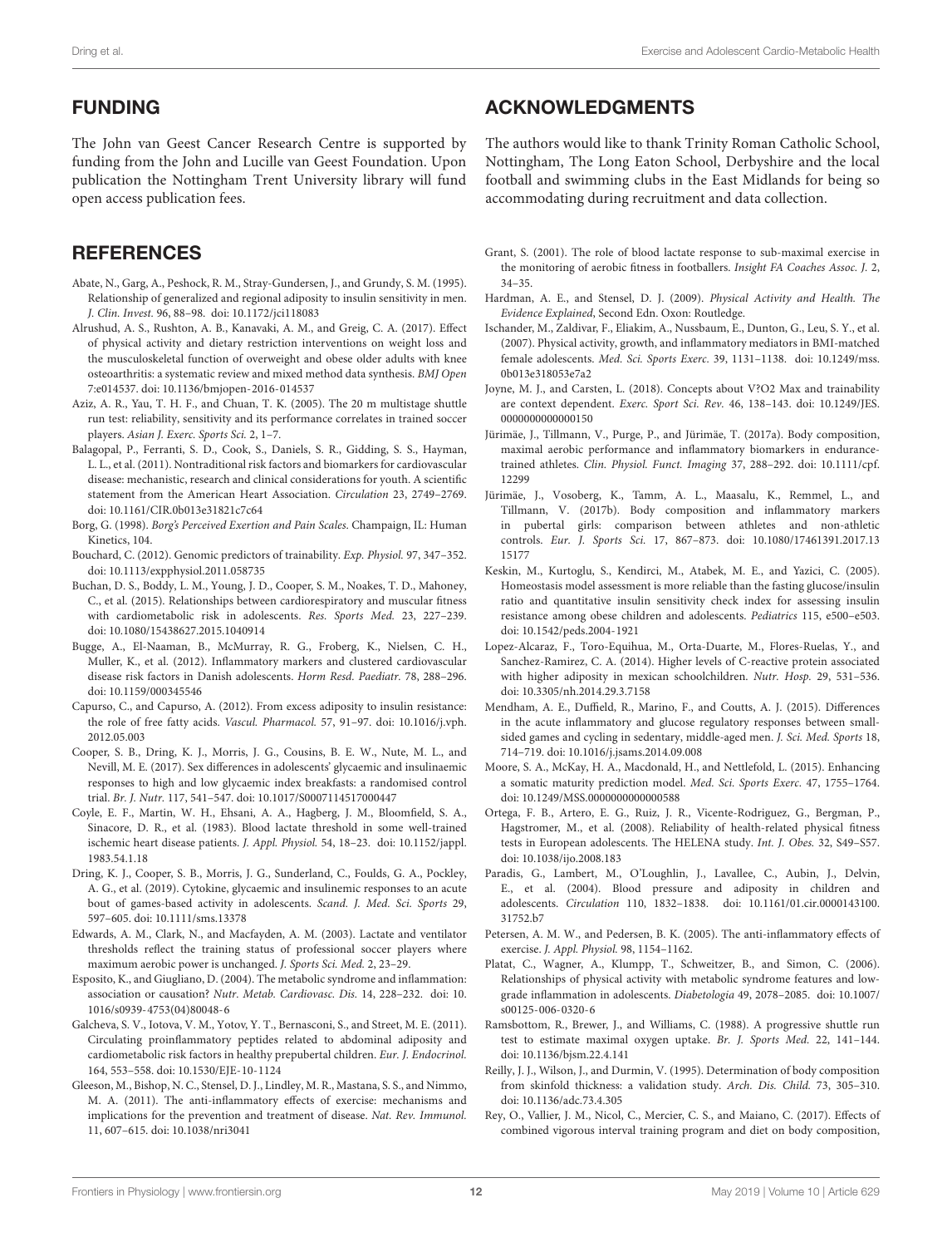## FUNDING

The John van Geest Cancer Research Centre is supported by funding from the John and Lucille van Geest Foundation. Upon publication the Nottingham Trent University library will fund open access publication fees.

## ACKNOWLEDGMENTS

The authors would like to thank Trinity Roman Catholic School, Nottingham, The Long Eaton School, Derbyshire and the local football and swimming clubs in the East Midlands for being so accommodating during recruitment and data collection.

## REFERENCES

Abate, N., Garg, A., Peshock, R. M., Stray-Gundersen, J., and Grundy, S. M. (1995). Relationship of generalized and regional adiposity to insulin sensitivity in men. *J. Clin. Invest.* 96, 88–98. doi: 10.1172/jci118083

Alrushud, A. S., Rushton, A. B., Kanavaki, A. M., and Greig, C. A. (2017). Effect of physical activity and dietary restriction interventions on weight loss and the musculoskeletal function of overweight and obese older adults with knee osteoarthritis: a systematic review and mixed method data synthesis. *BMJ Open* 7:e014537. doi: 10.1136/bmjopen-2016-014537

Aziz, A. R., Yau, T. H. F., and Chuan, T. K. (2005). The 20 m multistage shuttle run test: reliability, sensitivity and its performance correlates in trained soccer players. *Asian J. Exerc. Sports Sci.* 2, 1–7.

Balagopal, P., Ferranti, S. D., Cook, S., Daniels, S. R., Gidding, S. S., Hayman, L. L., et al. (2011). Nontraditional risk factors and biomarkers for cardiovascular disease: mechanistic, research and clinical considerations for youth. A scientific statement from the American Heart Association. *Circulation* 23, 2749–2769. doi: 10.1161/CIR.0b013e31821c7c64

Borg, G. (1998). *Borg's Perceived Exertion and Pain Scales*. Champaign, IL: Human Kinetics, 104.

Bouchard, C. (2012). Genomic predictors of trainability. *Exp. Physiol.* 97, 347–352. doi: 10.1113/expphysiol.2011.058735

Buchan, D. S., Boddy, L. M., Young, J. D., Cooper, S. M., Noakes, T. D., Mahoney, C., et al. (2015). Relationships between cardiorespiratory and muscular fitness with cardiometabolic risk in adolescents. *Res. Sports Med.* 23, 227–239. doi: 10.1080/15438627.2015.1040914

Bugge, A., El-Naaman, B., McMurray, R. G., Froberg, K., Nielsen, C. H., Muller, K., et al. (2012). Inflammatory markers and clustered cardiovascular disease risk factors in Danish adolescents. *Horm Resd. Paediatr.* 78, 288–296. doi: 10.1159/000345546

Capurso, C., and Capurso, A. (2012). From excess adiposity to insulin resistance: the role of free fatty acids. *Vascul. Pharmacol.* 57, 91–97. doi: 10.1016/j.vph.2012.05.003

Cooper, S. B., Dring, K. J., Morris, J. G., Cousins, B. E. W., Nute, M. L., and Nevill, M. E. (2017). Sex differences in adolescents' glycaemic and insulinaemic responses to high and low glycaemic index breakfasts: a randomised control trial. *Br. J. Nutr.* 117, 541–547. doi: 10.1017/S0007114517000447

Coyle, E. F., Martin, W. H., Ehsani, A. A., Hagberg, J. M., Bloomfield, S. A., Sinacore, D. R., et al. (1983). Blood lactate threshold in some well-trained ischemic heart disease patients. *J. Appl. Physiol.* 54, 18–23. doi: 10.1152/jappl.1983.54.1.18

Dring, K. J., Cooper, S. B., Morris, J. G., Sunderland, C., Foulds, G. A., Pockley, A. G., et al. (2019). Cytokine, glycaemic and insulinemic responses to an acute bout of games-based activity in adolescents. *Scand. J. Med. Sci. Sports* 29, 597–605. doi: 10.1111/sms.13378

Edwards, A. M., Clark, N., and Macfayden, A. M. (2003). Lactate and ventilator thresholds reflect the training status of professional soccer players where maximum aerobic power is unchanged. *J. Sports Sci. Med.* 2, 23–29.

Esposito, K., and Giugliano, D. (2004). The metabolic syndrome and inflammation: association or causation? *Nutr. Metab. Cardiovasc. Dis.* 14, 228–232. doi: 10.1016/s0939-4753(04)80048-6

Galcheva, S. V., Iotova, V. M., Yotov, Y. T., Bernasconi, S., and Street, M. E. (2011). Circulating proinflammatory peptides related to abdominal adiposity and cardiometabolic risk factors in healthy prepubertal children. *Eur. J. Endocrinol.* 164, 553–558. doi: 10.1530/EJE-10-1124

Gleeson, M., Bishop, N. C., Stensel, D. J., Lindley, M. R., Mastana, S. S., and Nimmo, M. A. (2011). The anti-inflammatory effects of exercise: mechanisms and implications for the prevention and treatment of disease. *Nat. Rev. Immunol.* 11, 607–615. doi: 10.1038/nri3041

Grant, S. (2001). The role of blood lactate response to sub-maximal exercise in the monitoring of aerobic fitness in footballers. *Insight FA Coaches Assoc. J.* 2, 34–35.

Hardman, A. E., and Stensel, D. J. (2009). *Physical Activity and Health. The Evidence Explained*, Second Edn. Oxon: Routledge.

Ischander, M., Zaldivar, F., Eliakim, A., Nussbaum, E., Dunton, G., Leu, S. Y., et al. (2007). Physical activity, growth, and inflammatory mediators in BMI-matched female adolescents. *Med. Sci. Sports Exerc.* 39, 1131–1138. doi: 10.1249/mss.0b013e318053e7a2

Joyne, M. J., and Carsten, L. (2018). Concepts about V?O2 Max and trainability are context dependent. *Exerc. Sport Sci. Rev.* 46, 138–143. doi: 10.1249/JES.0000000000000150

Jürimäe, J., Tillmann, V., Purge, P., and Jürimäe, T. (2017a). Body composition, maximal aerobic performance and inflammatory biomarkers in endurance-trained athletes. *Clin. Physiol. Funct. Imaging* 37, 288–292. doi: 10.1111/cpf.12299

Jürimäe, J., Vosoberg, K., Tamm, A. L., Maasalu, K., Remmel, L., and Tillmann, V. (2017b). Body composition and inflammatory markers in pubertal girls: comparison between athletes and non-athletic controls. *Eur. J. Sports Sci.* 17, 867–873. doi: 10.1080/17461391.2017.1315177

Keskin, M., Kurtoglu, S., Kendirci, M., Atabek, M. E., and Yazici, C. (2005). Homeostasis model assessment is more reliable than the fasting glucose/insulin ratio and quantitative insulin sensitivity check index for assessing insulin resistance among obese children and adolescents. *Pediatrics* 115, e500–e503. doi: 10.1542/peds.2004-1921

Lopez-Alcaraz, F., Toro-Equihua, M., Orta-Duarte, M., Flores-Ruelas, Y., and Sanchez-Ramirez, C. A. (2014). Higher levels of C-reactive protein associated with higher adiposity in mexican schoolchildren. *Nutr. Hosp.* 29, 531–536. doi: 10.3305/nh.2014.29.3.7158

Mendham, A. E., Duffield, R., Marino, F., and Coutts, A. J. (2015). Differences in the acute inflammatory and glucose regulatory responses between small-sided games and cycling in sedentary, middle-aged men. *J. Sci. Med. Sports* 18, 714–719. doi: 10.1016/j.jsams.2014.09.008

Moore, S. A., McKay, H. A., Macdonald, H., and Nettlefold, L. (2015). Enhancing a somatic maturity prediction model. *Med. Sci. Sports Exerc.* 47, 1755–1764. doi: 10.1249/MSS.0000000000000588

Ortega, F. B., Artero, E. G., Ruiz, J. R., Vicente-Rodriguez, G., Bergman, P., Hagstromer, M., et al. (2008). Reliability of health-related physical fitness tests in European adolescents. The HELENA study. *Int. J. Obes.* 32, S49–S57. doi: 10.1038/ijo.2008.183

Paradis, G., Lambert, M., O'Loughlin, J., Lavallee, C., Aubin, J., Delvin, E., et al. (2004). Blood pressure and adiposity in children and adolescents. *Circulation* 110, 1832–1838. doi: 10.1161/01.cir.0000143100.31752.b7

Petersen, A. M. W., and Pedersen, B. K. (2005). The anti-inflammatory effects of exercise. *J. Appl. Physiol.* 98, 1154–1162.

Platat, C., Wagner, A., Klumpp, T., Schweitzer, B., and Simon, C. (2006). Relationships of physical activity with metabolic syndrome features and low-grade inflammation in adolescents. *Diabetologia* 49, 2078–2085. doi: 10.1007/s00125-006-0320-6

Ramsbottom, R., Brewer, J., and Williams, C. (1988). A progressive shuttle run test to estimate maximal oxygen uptake. *Br. J. Sports Med.* 22, 141–144. doi: 10.1136/bjsm.22.4.141

Reilly, J. J., Wilson, J., and Durmin, V. (1995). Determination of body composition from skinfold thickness: a validation study. *Arch. Dis. Child.* 73, 305–310. doi: 10.1136/adc.73.4.305

Rey, O., Vallier, J. M., Nicol, C., Mercier, C. S., and Maiano, C. (2017). Effects of combined vigorous interval training program and diet on body composition,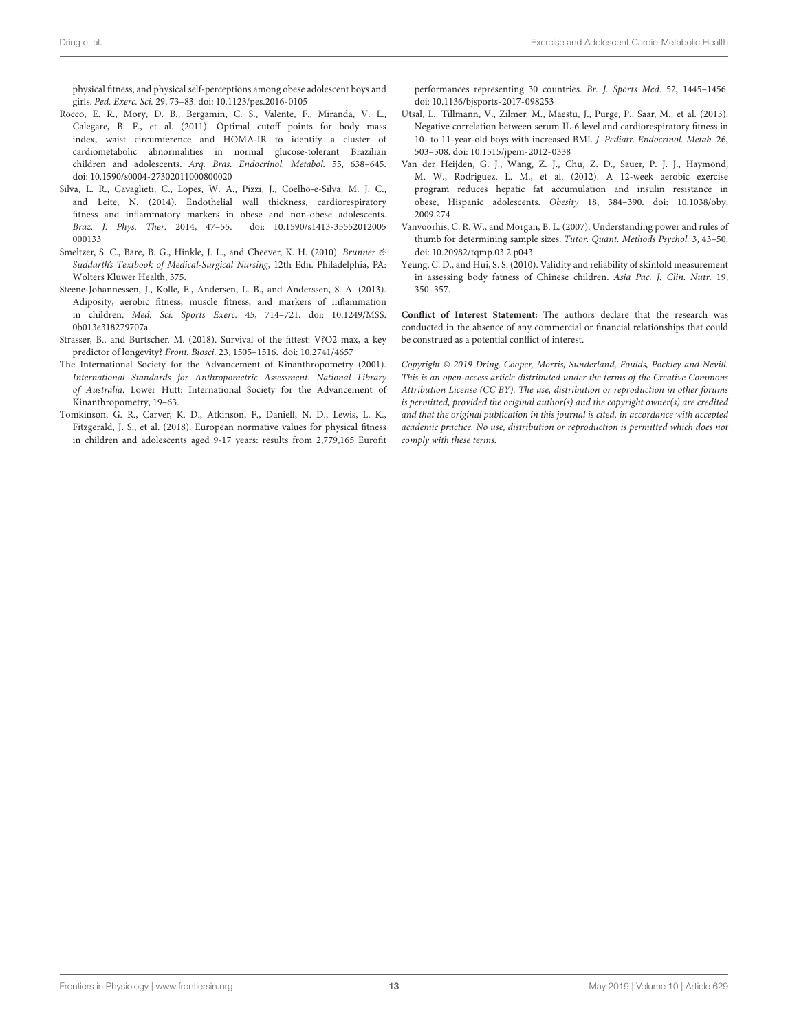physical fitness, and physical self-perceptions among obese adolescent boys and girls. *Ped. Exerc. Sci.* 29, 73–83. doi: 10.1123/pes.2016-0105

Rocco, E. R., Mory, D. B., Bergamin, C. S., Valente, F., Miranda, V. L., Calegare, B. F., et al. (2011). Optimal cutoff points for body mass index, waist circumference and HOMA-IR to identify a cluster of cardiometabolic abnormalities in normal glucose-tolerant Brazilian children and adolescents. *Arq. Bras. Endocrinol. Metabol.* 55, 638–645. doi: 10.1590/s0004-27302011000800020

Silva, L. R., Cavaglieti, C., Lopes, W. A., Pizzi, J., Coelho-e-Silva, M. J. C., and Leite, N. (2014). Endothelial wall thickness, cardiorespiratory fitness and inflammatory markers in obese and non-obese adolescents. *Braz. J. Phys. Ther.* 2014, 47–55. doi: 10.1590/s1413-35552012005000133

Smeltzer, S. C., Bare, B. G., Hinkle, J. L., and Cheever, K. H. (2010). *Brunner & Suddarth's Textbook of Medical-Surgical Nursing*, 12th Edn. Philadelphia, PA: Wolters Kluwer Health, 375.

Steene-Johannessen, J., Kolle, E., Andersen, L. B., and Anderssen, S. A. (2013). Adiposity, aerobic fitness, muscle fitness, and markers of inflammation in children. *Med. Sci. Sports Exerc.* 45, 714–721. doi: 10.1249/MSS.0b013e318279707a

Strasser, B., and Burtscher, M. (2018). Survival of the fittest: V?O2 max, a key predictor of longevity? *Front. Biosci.* 23, 1505–1516. doi: 10.2741/4657

The International Society for the Advancement of Kinanthropometry (2001). *International Standards for Anthropometric Assessment. National Library of Australia*. Lower Hutt: International Society for the Advancement of Kinanthropometry, 19–63.

Tomkinson, G. R., Carver, K. D., Atkinson, F., Daniell, N. D., Lewis, L. K., Fitzgerald, J. S., et al. (2018). European normative values for physical fitness in children and adolescents aged 9-17 years: results from 2,779,165 Eurofit performances representing 30 countries. *Br. J. Sports Med.* 52, 1445–1456. doi: 10.1136/bjsports-2017-098253

Utsal, L., Tillmann, V., Zilmer, M., Maestu, J., Purge, P., Saar, M., et al. (2013). Negative correlation between serum IL-6 level and cardiorespiratory fitness in 10- to 11-year-old boys with increased BMI. *J. Pediatr. Endocrinol. Metab.* 26, 503–508. doi: 10.1515/jpem-2012-0338

Van der Heijden, G. J., Wang, Z. J., Chu, Z. D., Sauer, P. J. J., Haymond, M. W., Rodriguez, L. M., et al. (2012). A 12-week aerobic exercise program reduces hepatic fat accumulation and insulin resistance in obese, Hispanic adolescents. *Obesity* 18, 384–390. doi: 10.1038/oby.2009.274

Vanvoorhis, C. R. W., and Morgan, B. L. (2007). Understanding power and rules of thumb for determining sample sizes. *Tutor. Quant. Methods Psychol.* 3, 43–50. doi: 10.20982/tqmp.03.2.p043

Yeung, C. D., and Hui, S. S. (2010). Validity and reliability of skinfold measurement in assessing body fatness of Chinese children. *Asia Pac. J. Clin. Nutr.* 19, 350–357.

**Conflict of Interest Statement:** The authors declare that the research was conducted in the absence of any commercial or financial relationships that could be construed as a potential conflict of interest.

*Copyright © 2019 Dring, Cooper, Morris, Sunderland, Foulds, Pockley and Nevill. This is an open-access article distributed under the terms of the Creative Commons Attribution License (CC BY). The use, distribution or reproduction in other forums is permitted, provided the original author(s) and the copyright owner(s) are credited and that the original publication in this journal is cited, in accordance with accepted academic practice. No use, distribution or reproduction is permitted which does not comply with these terms.*